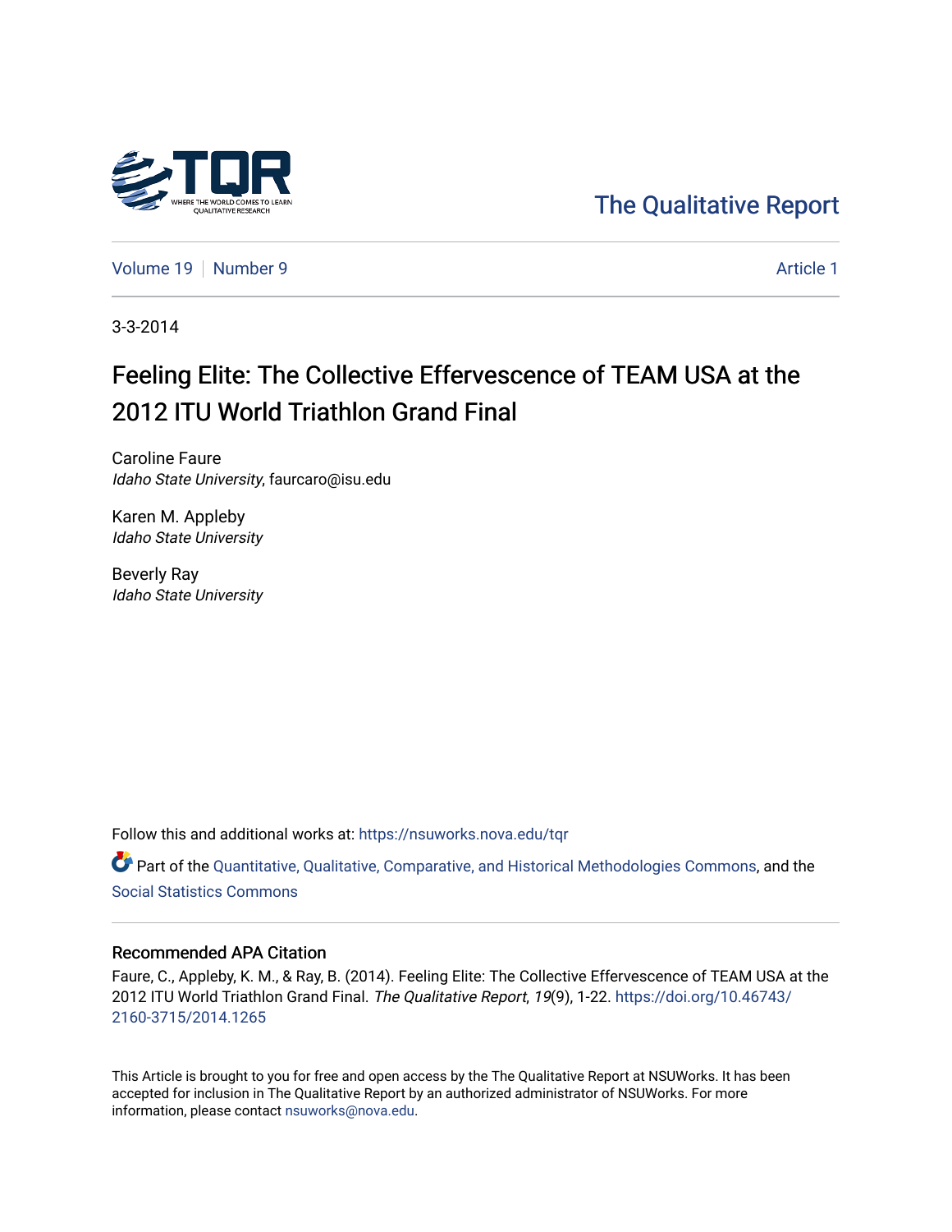The Qualitative Report

Volume 19 | Number 9 | Article 1

3-3-2014

# Feeling Elite: The Collective Effervescence of TEAM USA at the 2012 ITU World Triathlon Grand Final

Caroline Faure
*Idaho State University*, faurcaro@isu.edu

Karen M. Appleby
*Idaho State University*

Beverly Ray
*Idaho State University*

Follow this and additional works at: https://nsuworks.nova.edu/tqr

Part of the Quantitative, Qualitative, Comparative, and Historical Methodologies Commons, and the Social Statistics Commons

## Recommended APA Citation

Faure, C., Appleby, K. M., & Ray, B. (2014). Feeling Elite: The Collective Effervescence of TEAM USA at the 2012 ITU World Triathlon Grand Final. *The Qualitative Report*, *19*(9), 1-22. https://doi.org/10.46743/2160-3715/2014.1265

This Article is brought to you for free and open access by the The Qualitative Report at NSUWorks. It has been accepted for inclusion in The Qualitative Report by an authorized administrator of NSUWorks. For more information, please contact nsuworks@nova.edu.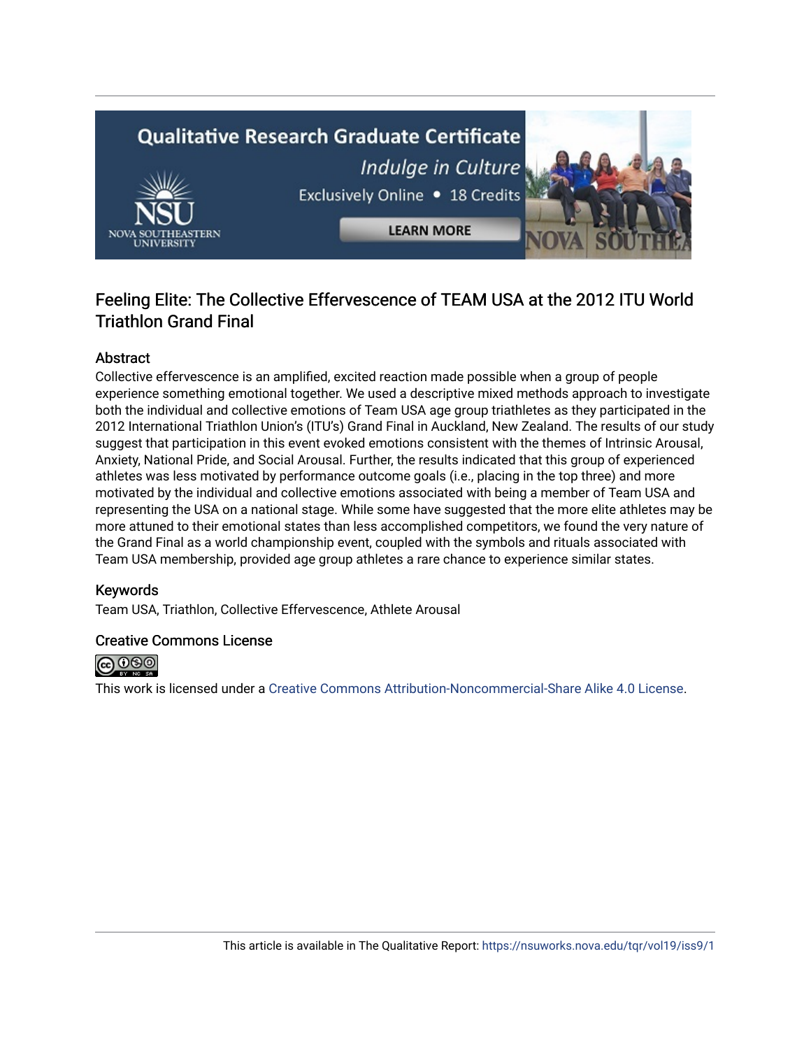# Feeling Elite: The Collective Effervescence of TEAM USA at the 2012 ITU World Triathlon Grand Final

## Abstract

Collective effervescence is an amplified, excited reaction made possible when a group of people experience something emotional together. We used a descriptive mixed methods approach to investigate both the individual and collective emotions of Team USA age group triathletes as they participated in the 2012 International Triathlon Union's (ITU's) Grand Final in Auckland, New Zealand. The results of our study suggest that participation in this event evoked emotions consistent with the themes of Intrinsic Arousal, Anxiety, National Pride, and Social Arousal. Further, the results indicated that this group of experienced athletes was less motivated by performance outcome goals (i.e., placing in the top three) and more motivated by the individual and collective emotions associated with being a member of Team USA and representing the USA on a national stage. While some have suggested that the more elite athletes may be more attuned to their emotional states than less accomplished competitors, we found the very nature of the Grand Final as a world championship event, coupled with the symbols and rituals associated with Team USA membership, provided age group athletes a rare chance to experience similar states.

## Keywords

Team USA, Triathlon, Collective Effervescence, Athlete Arousal

## Creative Commons License

This work is licensed under a Creative Commons Attribution-Noncommercial-Share Alike 4.0 License.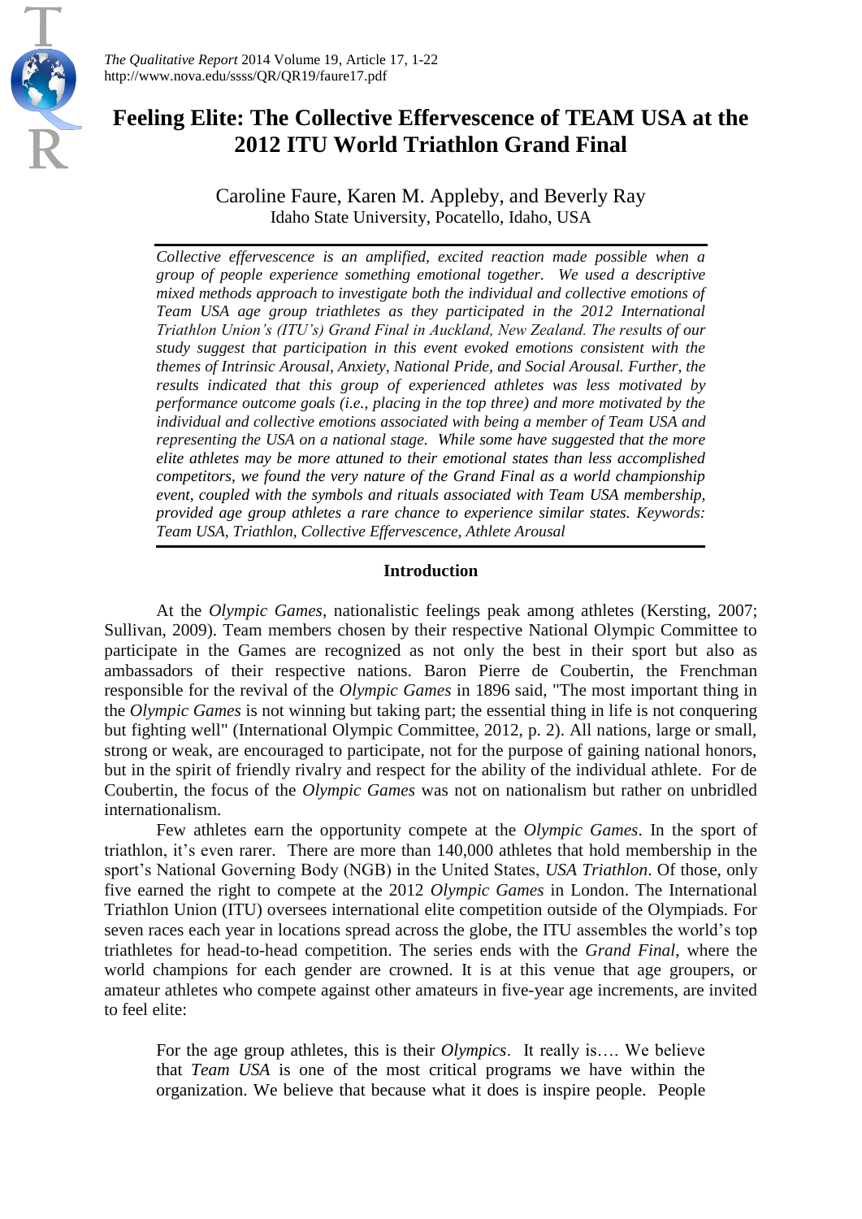# Feeling Elite: The Collective Effervescence of TEAM USA at the 2012 ITU World Triathlon Grand Final

Caroline Faure, Karen M. Appleby, and Beverly Ray
Idaho State University, Pocatello, Idaho, USA

*Collective effervescence is an amplified, excited reaction made possible when a group of people experience something emotional together. We used a descriptive mixed methods approach to investigate both the individual and collective emotions of Team USA age group triathletes as they participated in the 2012 International Triathlon Union's (ITU's) Grand Final in Auckland, New Zealand. The results of our study suggest that participation in this event evoked emotions consistent with the themes of Intrinsic Arousal, Anxiety, National Pride, and Social Arousal. Further, the results indicated that this group of experienced athletes was less motivated by performance outcome goals (i.e., placing in the top three) and more motivated by the individual and collective emotions associated with being a member of Team USA and representing the USA on a national stage. While some have suggested that the more elite athletes may be more attuned to their emotional states than less accomplished competitors, we found the very nature of the Grand Final as a world championship event, coupled with the symbols and rituals associated with Team USA membership, provided age group athletes a rare chance to experience similar states. Keywords: Team USA, Triathlon, Collective Effervescence, Athlete Arousal*

## Introduction

At the *Olympic Games*, nationalistic feelings peak among athletes (Kersting, 2007; Sullivan, 2009). Team members chosen by their respective National Olympic Committee to participate in the Games are recognized as not only the best in their sport but also as ambassadors of their respective nations. Baron Pierre de Coubertin, the Frenchman responsible for the revival of the *Olympic Games* in 1896 said, "The most important thing in the *Olympic Games* is not winning but taking part; the essential thing in life is not conquering but fighting well" (International Olympic Committee, 2012, p. 2). All nations, large or small, strong or weak, are encouraged to participate, not for the purpose of gaining national honors, but in the spirit of friendly rivalry and respect for the ability of the individual athlete. For de Coubertin, the focus of the *Olympic Games* was not on nationalism but rather on unbridled internationalism.

Few athletes earn the opportunity compete at the *Olympic Games*. In the sport of triathlon, it's even rarer. There are more than 140,000 athletes that hold membership in the sport's National Governing Body (NGB) in the United States, *USA Triathlon*. Of those, only five earned the right to compete at the 2012 *Olympic Games* in London. The International Triathlon Union (ITU) oversees international elite competition outside of the Olympiads. For seven races each year in locations spread across the globe, the ITU assembles the world's top triathletes for head-to-head competition. The series ends with the *Grand Final*, where the world champions for each gender are crowned. It is at this venue that age groupers, or amateur athletes who compete against other amateurs in five-year age increments, are invited to feel elite:

> For the age group athletes, this is their *Olympics*. It really is…. We believe that *Team USA* is one of the most critical programs we have within the organization. We believe that because what it does is inspire people. People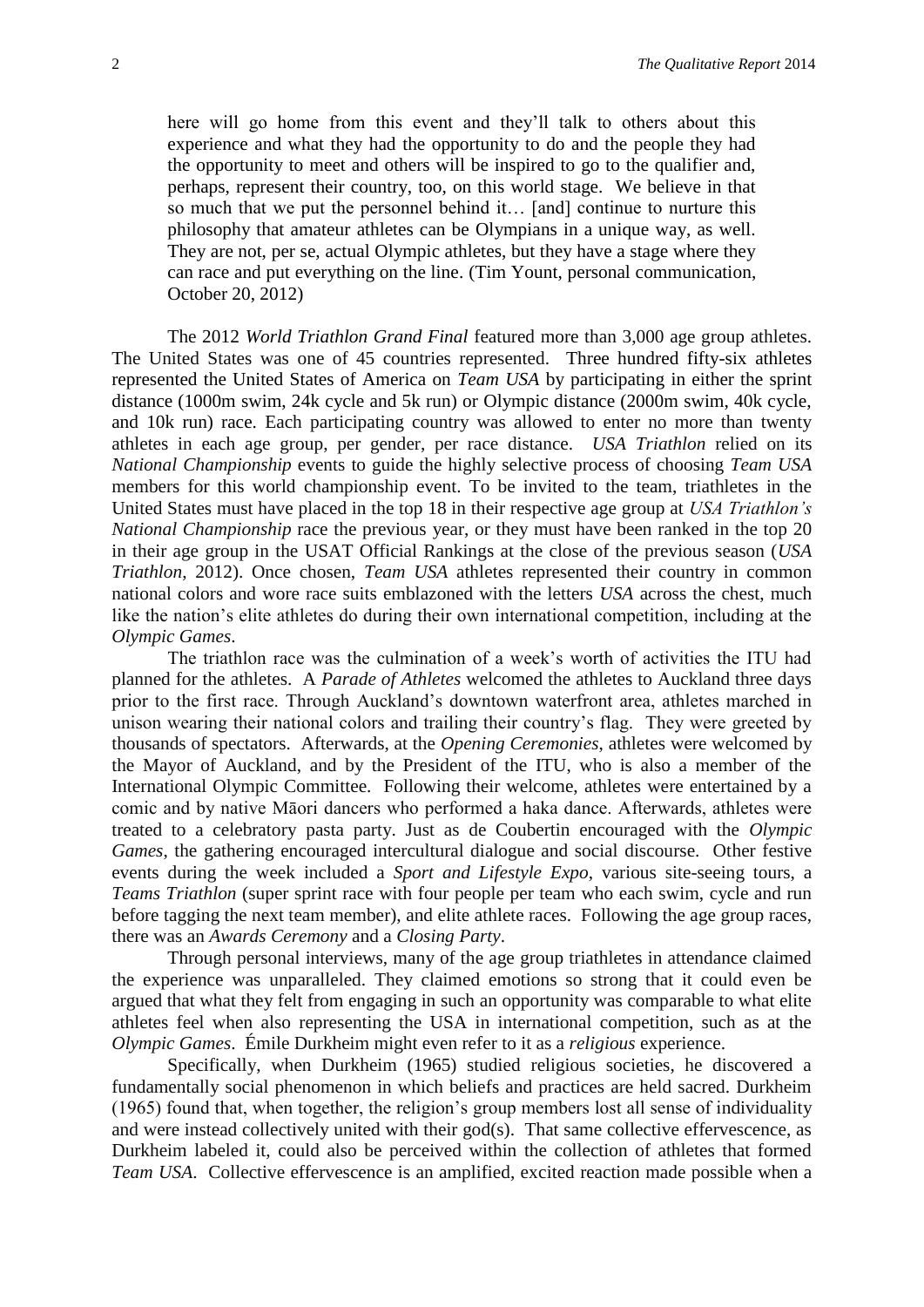> here will go home from this event and they'll talk to others about this experience and what they had the opportunity to do and the people they had the opportunity to meet and others will be inspired to go to the qualifier and, perhaps, represent their country, too, on this world stage. We believe in that so much that we put the personnel behind it… [and] continue to nurture this philosophy that amateur athletes can be Olympians in a unique way, as well. They are not, per se, actual Olympic athletes, but they have a stage where they can race and put everything on the line. (Tim Yount, personal communication, October 20, 2012)

The 2012 *World Triathlon Grand Final* featured more than 3,000 age group athletes. The United States was one of 45 countries represented. Three hundred fifty-six athletes represented the United States of America on *Team USA* by participating in either the sprint distance (1000m swim, 24k cycle and 5k run) or Olympic distance (2000m swim, 40k cycle, and 10k run) race. Each participating country was allowed to enter no more than twenty athletes in each age group, per gender, per race distance. *USA Triathlon* relied on its *National Championship* events to guide the highly selective process of choosing *Team USA* members for this world championship event. To be invited to the team, triathletes in the United States must have placed in the top 18 in their respective age group at *USA Triathlon's National Championship* race the previous year, or they must have been ranked in the top 20 in their age group in the USAT Official Rankings at the close of the previous season (*USA Triathlon*, 2012). Once chosen, *Team USA* athletes represented their country in common national colors and wore race suits emblazoned with the letters *USA* across the chest, much like the nation's elite athletes do during their own international competition, including at the *Olympic Games*.

The triathlon race was the culmination of a week's worth of activities the ITU had planned for the athletes. A *Parade of Athletes* welcomed the athletes to Auckland three days prior to the first race. Through Auckland's downtown waterfront area, athletes marched in unison wearing their national colors and trailing their country's flag. They were greeted by thousands of spectators. Afterwards, at the *Opening Ceremonies*, athletes were welcomed by the Mayor of Auckland, and by the President of the ITU, who is also a member of the International Olympic Committee. Following their welcome, athletes were entertained by a comic and by native Māori dancers who performed a haka dance. Afterwards, athletes were treated to a celebratory pasta party. Just as de Coubertin encouraged with the *Olympic Games*, the gathering encouraged intercultural dialogue and social discourse. Other festive events during the week included a *Sport and Lifestyle Expo*, various site-seeing tours, a *Teams Triathlon* (super sprint race with four people per team who each swim, cycle and run before tagging the next team member), and elite athlete races. Following the age group races, there was an *Awards Ceremony* and a *Closing Party*.

Through personal interviews, many of the age group triathletes in attendance claimed the experience was unparalleled. They claimed emotions so strong that it could even be argued that what they felt from engaging in such an opportunity was comparable to what elite athletes feel when also representing the USA in international competition, such as at the *Olympic Games*. Émile Durkheim might even refer to it as a *religious* experience.

Specifically, when Durkheim (1965) studied religious societies, he discovered a fundamentally social phenomenon in which beliefs and practices are held sacred. Durkheim (1965) found that, when together, the religion's group members lost all sense of individuality and were instead collectively united with their god(s). That same collective effervescence, as Durkheim labeled it, could also be perceived within the collection of athletes that formed *Team USA*. Collective effervescence is an amplified, excited reaction made possible when a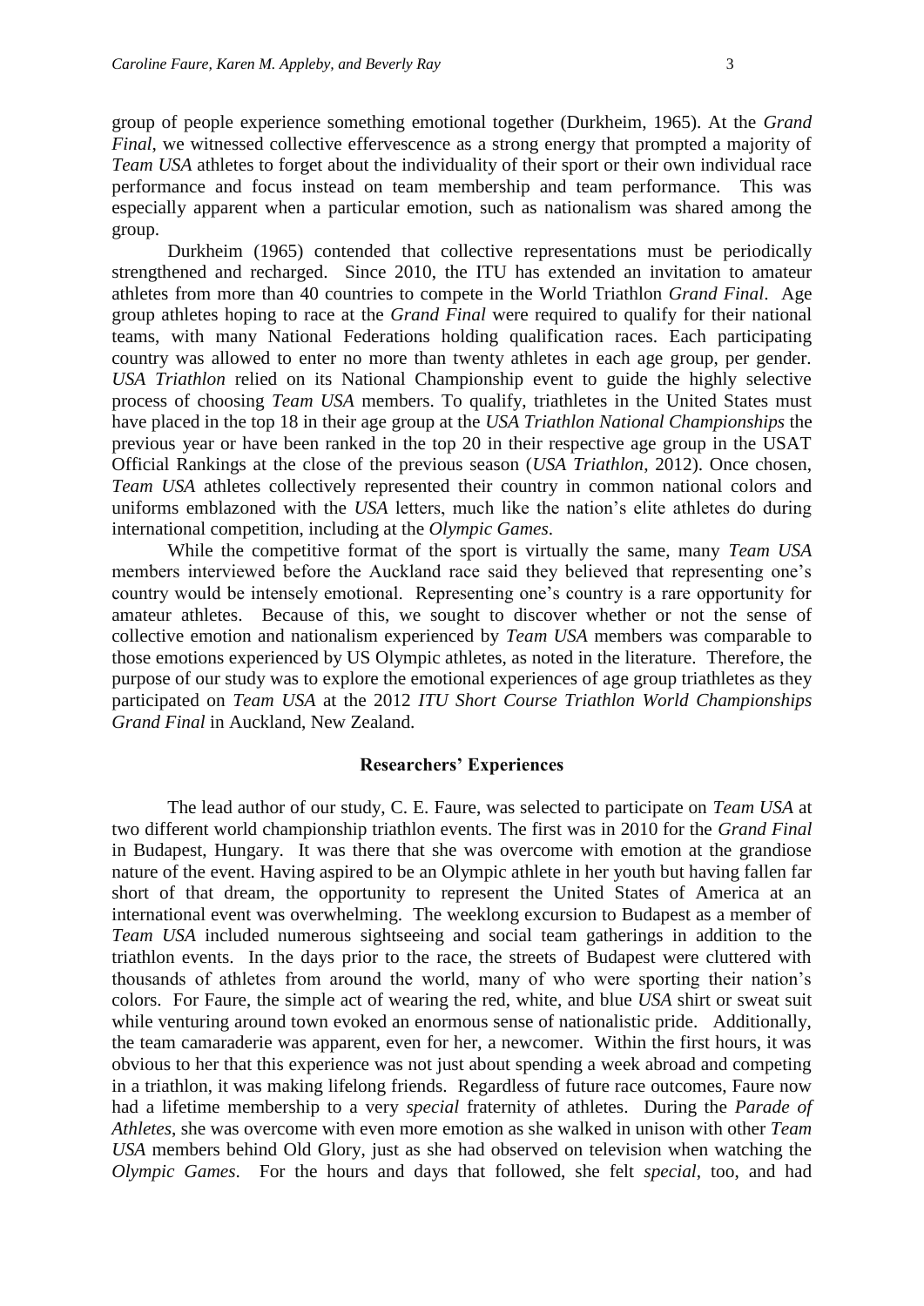group of people experience something emotional together (Durkheim, 1965). At the *Grand Final*, we witnessed collective effervescence as a strong energy that prompted a majority of *Team USA* athletes to forget about the individuality of their sport or their own individual race performance and focus instead on team membership and team performance. This was especially apparent when a particular emotion, such as nationalism was shared among the group.

Durkheim (1965) contended that collective representations must be periodically strengthened and recharged. Since 2010, the ITU has extended an invitation to amateur athletes from more than 40 countries to compete in the World Triathlon *Grand Final*. Age group athletes hoping to race at the *Grand Final* were required to qualify for their national teams, with many National Federations holding qualification races. Each participating country was allowed to enter no more than twenty athletes in each age group, per gender. *USA Triathlon* relied on its National Championship event to guide the highly selective process of choosing *Team USA* members. To qualify, triathletes in the United States must have placed in the top 18 in their age group at the *USA Triathlon National Championships* the previous year or have been ranked in the top 20 in their respective age group in the USAT Official Rankings at the close of the previous season (*USA Triathlon*, 2012). Once chosen, *Team USA* athletes collectively represented their country in common national colors and uniforms emblazoned with the *USA* letters, much like the nation's elite athletes do during international competition, including at the *Olympic Games*.

While the competitive format of the sport is virtually the same, many *Team USA* members interviewed before the Auckland race said they believed that representing one's country would be intensely emotional. Representing one's country is a rare opportunity for amateur athletes. Because of this, we sought to discover whether or not the sense of collective emotion and nationalism experienced by *Team USA* members was comparable to those emotions experienced by US Olympic athletes, as noted in the literature. Therefore, the purpose of our study was to explore the emotional experiences of age group triathletes as they participated on *Team USA* at the 2012 *ITU Short Course Triathlon World Championships Grand Final* in Auckland, New Zealand.

## Researchers' Experiences

The lead author of our study, C. E. Faure, was selected to participate on *Team USA* at two different world championship triathlon events. The first was in 2010 for the *Grand Final* in Budapest, Hungary. It was there that she was overcome with emotion at the grandiose nature of the event. Having aspired to be an Olympic athlete in her youth but having fallen far short of that dream, the opportunity to represent the United States of America at an international event was overwhelming. The weeklong excursion to Budapest as a member of *Team USA* included numerous sightseeing and social team gatherings in addition to the triathlon events. In the days prior to the race, the streets of Budapest were cluttered with thousands of athletes from around the world, many of who were sporting their nation's colors. For Faure, the simple act of wearing the red, white, and blue *USA* shirt or sweat suit while venturing around town evoked an enormous sense of nationalistic pride. Additionally, the team camaraderie was apparent, even for her, a newcomer. Within the first hours, it was obvious to her that this experience was not just about spending a week abroad and competing in a triathlon, it was making lifelong friends. Regardless of future race outcomes, Faure now had a lifetime membership to a very *special* fraternity of athletes. During the *Parade of Athletes*, she was overcome with even more emotion as she walked in unison with other *Team USA* members behind Old Glory, just as she had observed on television when watching the *Olympic Games*. For the hours and days that followed, she felt *special*, too, and had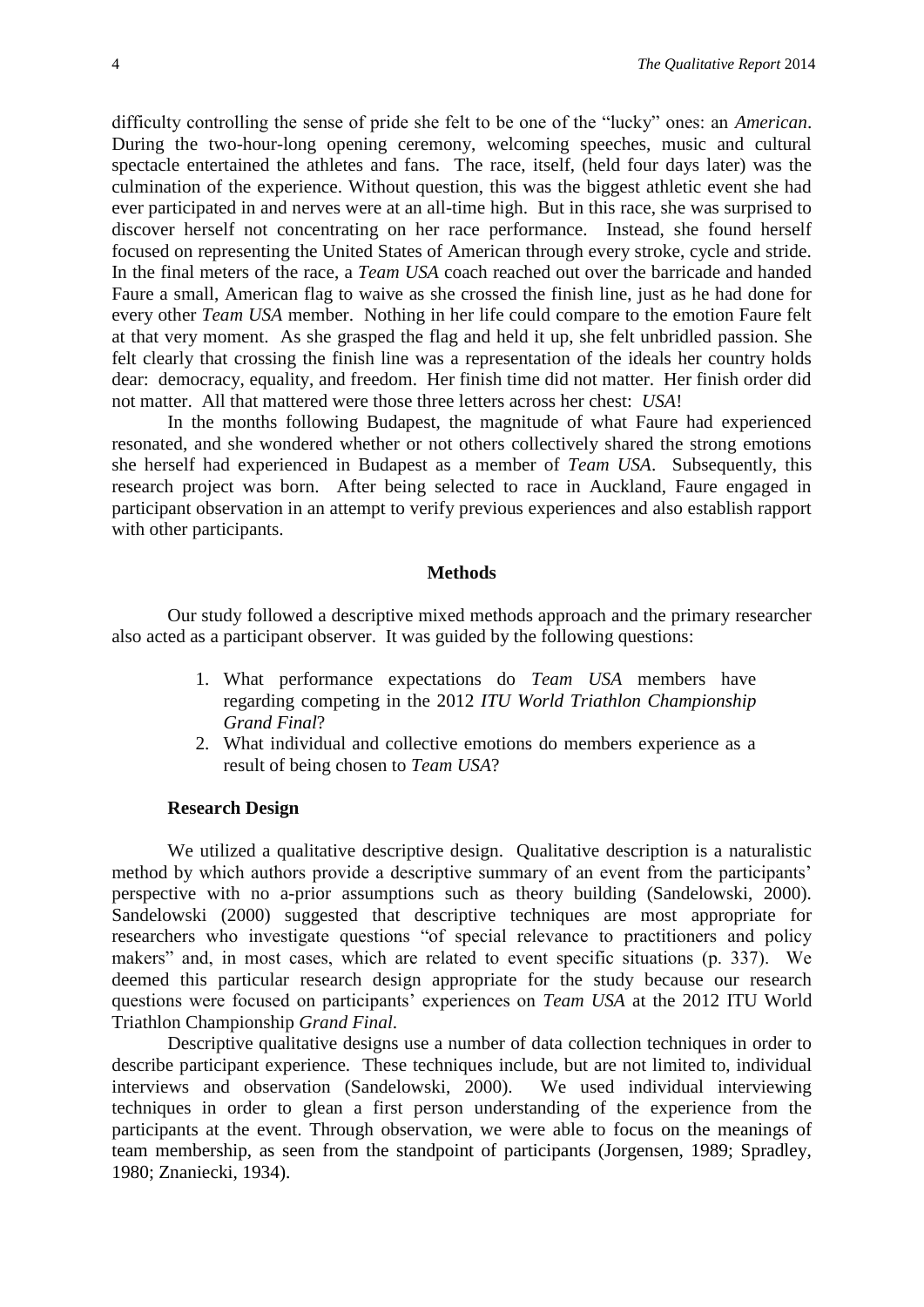difficulty controlling the sense of pride she felt to be one of the "lucky" ones: an *American*. During the two-hour-long opening ceremony, welcoming speeches, music and cultural spectacle entertained the athletes and fans. The race, itself, (held four days later) was the culmination of the experience. Without question, this was the biggest athletic event she had ever participated in and nerves were at an all-time high. But in this race, she was surprised to discover herself not concentrating on her race performance. Instead, she found herself focused on representing the United States of American through every stroke, cycle and stride. In the final meters of the race, a *Team USA* coach reached out over the barricade and handed Faure a small, American flag to waive as she crossed the finish line, just as he had done for every other *Team USA* member. Nothing in her life could compare to the emotion Faure felt at that very moment. As she grasped the flag and held it up, she felt unbridled passion. She felt clearly that crossing the finish line was a representation of the ideals her country holds dear: democracy, equality, and freedom. Her finish time did not matter. Her finish order did not matter. All that mattered were those three letters across her chest: *USA*!

In the months following Budapest, the magnitude of what Faure had experienced resonated, and she wondered whether or not others collectively shared the strong emotions she herself had experienced in Budapest as a member of *Team USA*. Subsequently, this research project was born. After being selected to race in Auckland, Faure engaged in participant observation in an attempt to verify previous experiences and also establish rapport with other participants.

## Methods

Our study followed a descriptive mixed methods approach and the primary researcher also acted as a participant observer. It was guided by the following questions:

1. What performance expectations do *Team USA* members have regarding competing in the 2012 *ITU World Triathlon Championship Grand Final*?
2. What individual and collective emotions do members experience as a result of being chosen to *Team USA*?

### Research Design

We utilized a qualitative descriptive design. Qualitative description is a naturalistic method by which authors provide a descriptive summary of an event from the participants' perspective with no a-prior assumptions such as theory building (Sandelowski, 2000). Sandelowski (2000) suggested that descriptive techniques are most appropriate for researchers who investigate questions "of special relevance to practitioners and policy makers" and, in most cases, which are related to event specific situations (p. 337). We deemed this particular research design appropriate for the study because our research questions were focused on participants' experiences on *Team USA* at the 2012 ITU World Triathlon Championship *Grand Final*.

Descriptive qualitative designs use a number of data collection techniques in order to describe participant experience. These techniques include, but are not limited to, individual interviews and observation (Sandelowski, 2000). We used individual interviewing techniques in order to glean a first person understanding of the experience from the participants at the event. Through observation, we were able to focus on the meanings of team membership, as seen from the standpoint of participants (Jorgensen, 1989; Spradley, 1980; Znaniecki, 1934).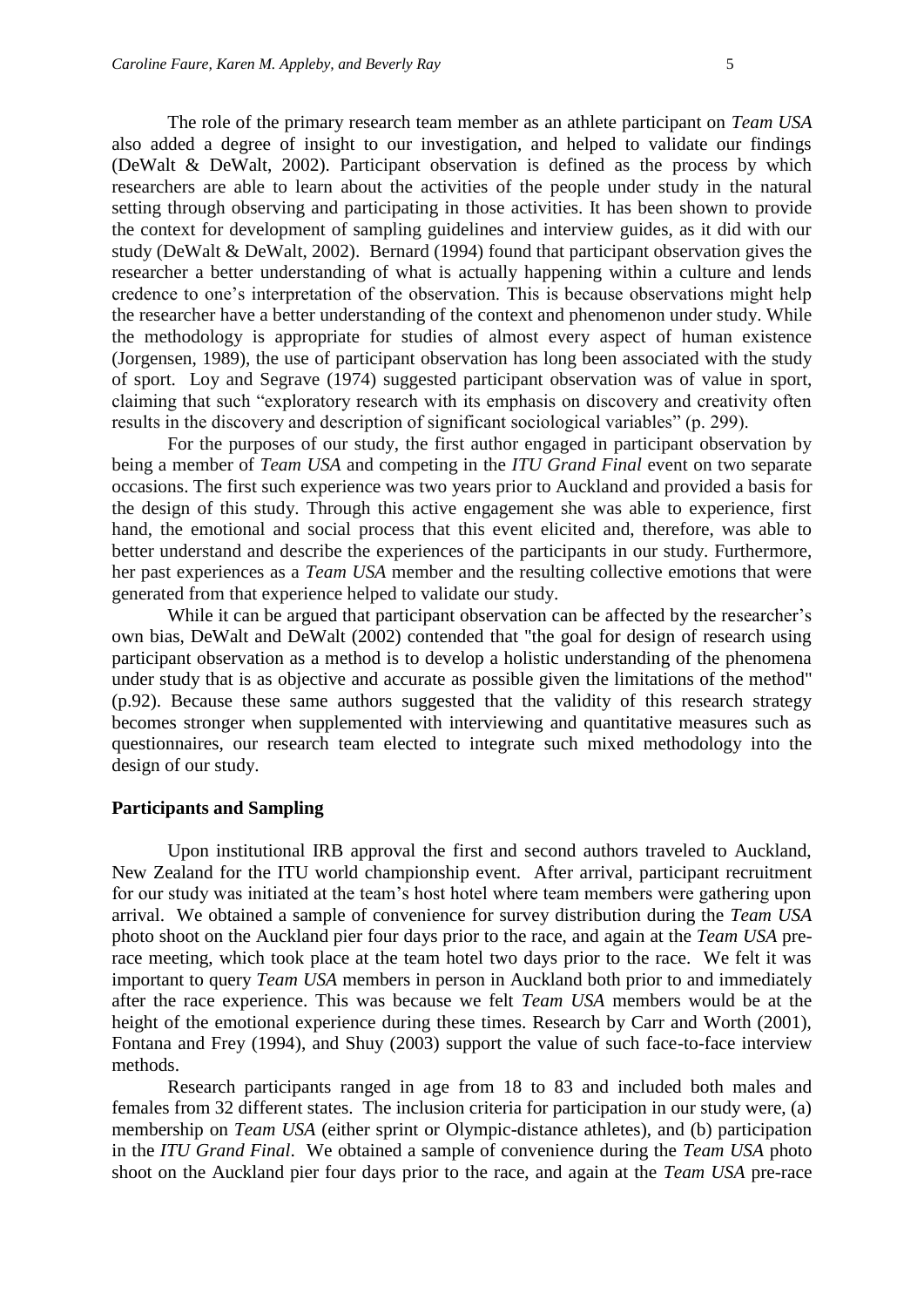The role of the primary research team member as an athlete participant on *Team USA* also added a degree of insight to our investigation, and helped to validate our findings (DeWalt & DeWalt, 2002). Participant observation is defined as the process by which researchers are able to learn about the activities of the people under study in the natural setting through observing and participating in those activities. It has been shown to provide the context for development of sampling guidelines and interview guides, as it did with our study (DeWalt & DeWalt, 2002). Bernard (1994) found that participant observation gives the researcher a better understanding of what is actually happening within a culture and lends credence to one's interpretation of the observation. This is because observations might help the researcher have a better understanding of the context and phenomenon under study. While the methodology is appropriate for studies of almost every aspect of human existence (Jorgensen, 1989), the use of participant observation has long been associated with the study of sport. Loy and Segrave (1974) suggested participant observation was of value in sport, claiming that such "exploratory research with its emphasis on discovery and creativity often results in the discovery and description of significant sociological variables" (p. 299).

For the purposes of our study, the first author engaged in participant observation by being a member of *Team USA* and competing in the *ITU Grand Final* event on two separate occasions. The first such experience was two years prior to Auckland and provided a basis for the design of this study. Through this active engagement she was able to experience, first hand, the emotional and social process that this event elicited and, therefore, was able to better understand and describe the experiences of the participants in our study. Furthermore, her past experiences as a *Team USA* member and the resulting collective emotions that were generated from that experience helped to validate our study.

While it can be argued that participant observation can be affected by the researcher's own bias, DeWalt and DeWalt (2002) contended that "the goal for design of research using participant observation as a method is to develop a holistic understanding of the phenomena under study that is as objective and accurate as possible given the limitations of the method" (p.92). Because these same authors suggested that the validity of this research strategy becomes stronger when supplemented with interviewing and quantitative measures such as questionnaires, our research team elected to integrate such mixed methodology into the design of our study.

**Participants and Sampling**

Upon institutional IRB approval the first and second authors traveled to Auckland, New Zealand for the ITU world championship event. After arrival, participant recruitment for our study was initiated at the team's host hotel where team members were gathering upon arrival. We obtained a sample of convenience for survey distribution during the *Team USA* photo shoot on the Auckland pier four days prior to the race, and again at the *Team USA* pre-race meeting, which took place at the team hotel two days prior to the race. We felt it was important to query *Team USA* members in person in Auckland both prior to and immediately after the race experience. This was because we felt *Team USA* members would be at the height of the emotional experience during these times. Research by Carr and Worth (2001), Fontana and Frey (1994), and Shuy (2003) support the value of such face-to-face interview methods.

Research participants ranged in age from 18 to 83 and included both males and females from 32 different states. The inclusion criteria for participation in our study were, (a) membership on *Team USA* (either sprint or Olympic-distance athletes), and (b) participation in the *ITU Grand Final*. We obtained a sample of convenience during the *Team USA* photo shoot on the Auckland pier four days prior to the race, and again at the *Team USA* pre-race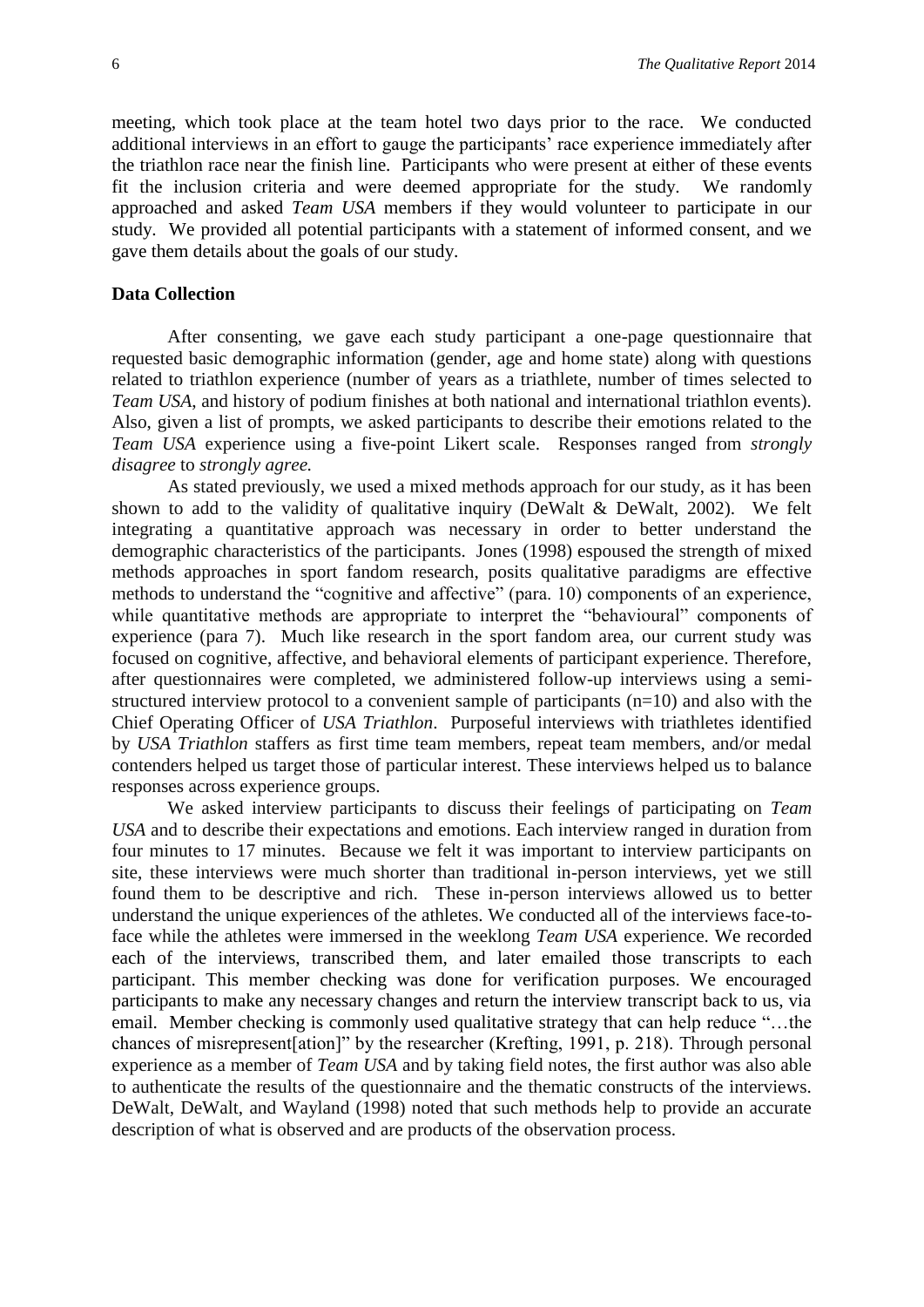meeting, which took place at the team hotel two days prior to the race. We conducted additional interviews in an effort to gauge the participants' race experience immediately after the triathlon race near the finish line. Participants who were present at either of these events fit the inclusion criteria and were deemed appropriate for the study. We randomly approached and asked *Team USA* members if they would volunteer to participate in our study. We provided all potential participants with a statement of informed consent, and we gave them details about the goals of our study.

### Data Collection

After consenting, we gave each study participant a one-page questionnaire that requested basic demographic information (gender, age and home state) along with questions related to triathlon experience (number of years as a triathlete, number of times selected to *Team USA*, and history of podium finishes at both national and international triathlon events). Also, given a list of prompts, we asked participants to describe their emotions related to the *Team USA* experience using a five-point Likert scale. Responses ranged from *strongly disagree* to *strongly agree.*

As stated previously, we used a mixed methods approach for our study, as it has been shown to add to the validity of qualitative inquiry (DeWalt & DeWalt, 2002). We felt integrating a quantitative approach was necessary in order to better understand the demographic characteristics of the participants. Jones (1998) espoused the strength of mixed methods approaches in sport fandom research, posits qualitative paradigms are effective methods to understand the "cognitive and affective" (para. 10) components of an experience, while quantitative methods are appropriate to interpret the "behavioural" components of experience (para 7). Much like research in the sport fandom area, our current study was focused on cognitive, affective, and behavioral elements of participant experience. Therefore, after questionnaires were completed, we administered follow-up interviews using a semi-structured interview protocol to a convenient sample of participants (n=10) and also with the Chief Operating Officer of *USA Triathlon*. Purposeful interviews with triathletes identified by *USA Triathlon* staffers as first time team members, repeat team members, and/or medal contenders helped us target those of particular interest. These interviews helped us to balance responses across experience groups.

We asked interview participants to discuss their feelings of participating on *Team USA* and to describe their expectations and emotions. Each interview ranged in duration from four minutes to 17 minutes. Because we felt it was important to interview participants on site, these interviews were much shorter than traditional in-person interviews, yet we still found them to be descriptive and rich. These in-person interviews allowed us to better understand the unique experiences of the athletes. We conducted all of the interviews face-to-face while the athletes were immersed in the weeklong *Team USA* experience. We recorded each of the interviews, transcribed them, and later emailed those transcripts to each participant. This member checking was done for verification purposes. We encouraged participants to make any necessary changes and return the interview transcript back to us, via email. Member checking is commonly used qualitative strategy that can help reduce "…the chances of misrepresent[ation]" by the researcher (Krefting, 1991, p. 218). Through personal experience as a member of *Team USA* and by taking field notes, the first author was also able to authenticate the results of the questionnaire and the thematic constructs of the interviews. DeWalt, DeWalt, and Wayland (1998) noted that such methods help to provide an accurate description of what is observed and are products of the observation process.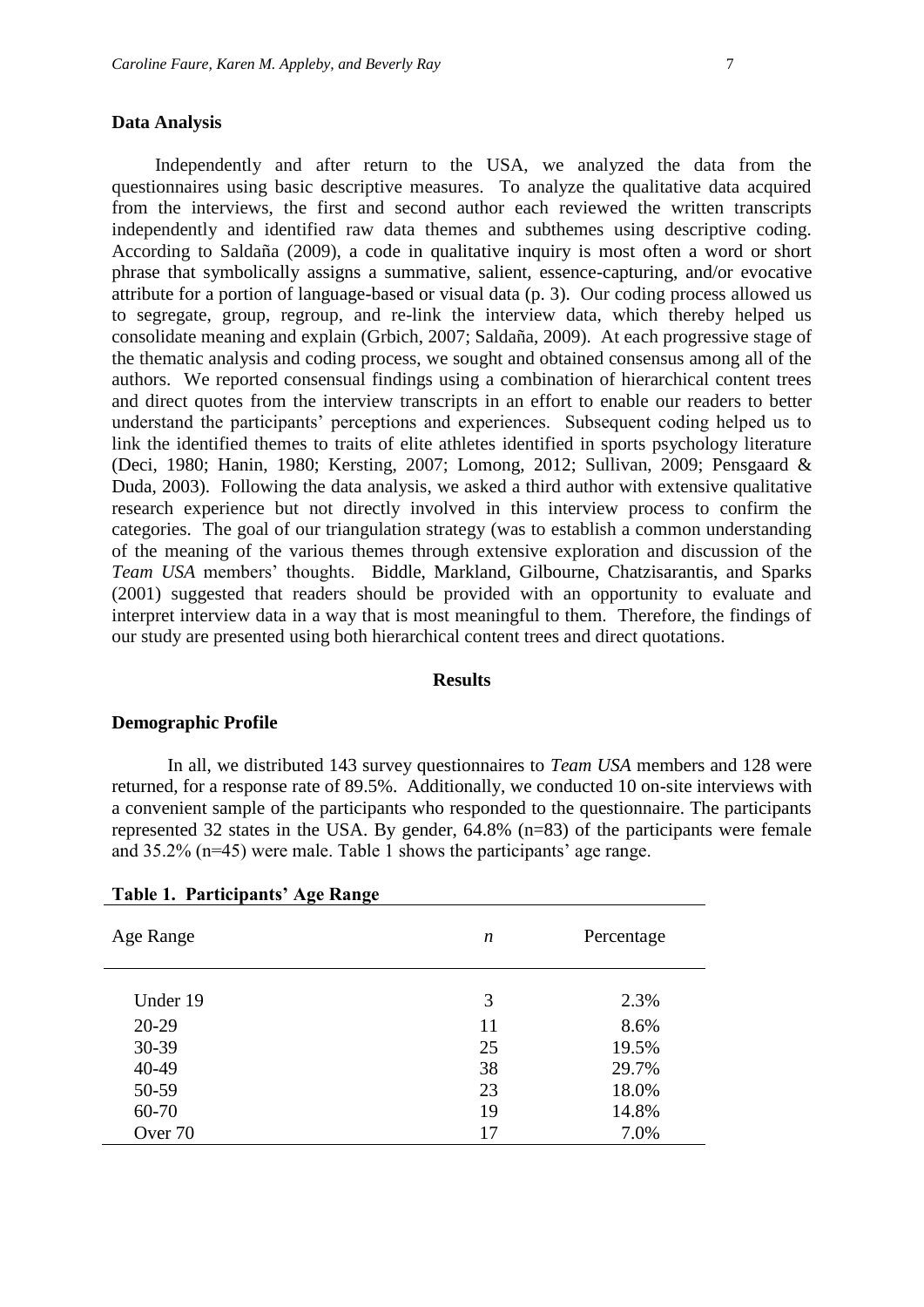### Data Analysis

Independently and after return to the USA, we analyzed the data from the questionnaires using basic descriptive measures. To analyze the qualitative data acquired from the interviews, the first and second author each reviewed the written transcripts independently and identified raw data themes and subthemes using descriptive coding. According to Saldaña (2009), a code in qualitative inquiry is most often a word or short phrase that symbolically assigns a summative, salient, essence-capturing, and/or evocative attribute for a portion of language-based or visual data (p. 3). Our coding process allowed us to segregate, group, regroup, and re-link the interview data, which thereby helped us consolidate meaning and explain (Grbich, 2007; Saldaña, 2009). At each progressive stage of the thematic analysis and coding process, we sought and obtained consensus among all of the authors. We reported consensual findings using a combination of hierarchical content trees and direct quotes from the interview transcripts in an effort to enable our readers to better understand the participants' perceptions and experiences. Subsequent coding helped us to link the identified themes to traits of elite athletes identified in sports psychology literature (Deci, 1980; Hanin, 1980; Kersting, 2007; Lomong, 2012; Sullivan, 2009; Pensgaard & Duda, 2003). Following the data analysis, we asked a third author with extensive qualitative research experience but not directly involved in this interview process to confirm the categories. The goal of our triangulation strategy (was to establish a common understanding of the meaning of the various themes through extensive exploration and discussion of the *Team USA* members' thoughts. Biddle, Markland, Gilbourne, Chatzisarantis, and Sparks (2001) suggested that readers should be provided with an opportunity to evaluate and interpret interview data in a way that is most meaningful to them. Therefore, the findings of our study are presented using both hierarchical content trees and direct quotations.

## Results

### Demographic Profile

In all, we distributed 143 survey questionnaires to *Team USA* members and 128 were returned, for a response rate of 89.5%. Additionally, we conducted 10 on-site interviews with a convenient sample of the participants who responded to the questionnaire. The participants represented 32 states in the USA. By gender, 64.8% (n=83) of the participants were female and 35.2% (n=45) were male. Table 1 shows the participants' age range.

**Table 1. Participants' Age Range**

| Age Range | *n* | Percentage |
|---|---|---|
| Under 19 | 3 | 2.3% |
| 20-29 | 11 | 8.6% |
| 30-39 | 25 | 19.5% |
| 40-49 | 38 | 29.7% |
| 50-59 | 23 | 18.0% |
| 60-70 | 19 | 14.8% |
| Over 70 | 17 | 7.0% |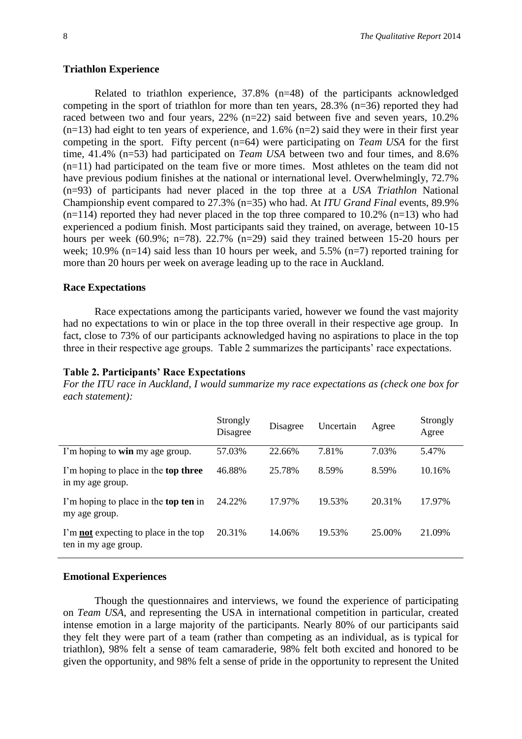### Triathlon Experience

Related to triathlon experience, 37.8% (n=48) of the participants acknowledged competing in the sport of triathlon for more than ten years, 28.3% (n=36) reported they had raced between two and four years, 22% (n=22) said between five and seven years, 10.2% (n=13) had eight to ten years of experience, and 1.6% (n=2) said they were in their first year competing in the sport. Fifty percent (n=64) were participating on *Team USA* for the first time, 41.4% (n=53) had participated on *Team USA* between two and four times, and 8.6% (n=11) had participated on the team five or more times. Most athletes on the team did not have previous podium finishes at the national or international level. Overwhelmingly, 72.7% (n=93) of participants had never placed in the top three at a *USA Triathlon* National Championship event compared to 27.3% (n=35) who had. At *ITU Grand Final* events, 89.9% (n=114) reported they had never placed in the top three compared to 10.2% (n=13) who had experienced a podium finish. Most participants said they trained, on average, between 10-15 hours per week (60.9%; n=78). 22.7% (n=29) said they trained between 15-20 hours per week; 10.9% (n=14) said less than 10 hours per week, and 5.5% (n=7) reported training for more than 20 hours per week on average leading up to the race in Auckland.

### Race Expectations

Race expectations among the participants varied, however we found the vast majority had no expectations to win or place in the top three overall in their respective age group. In fact, close to 73% of our participants acknowledged having no aspirations to place in the top three in their respective age groups. Table 2 summarizes the participants' race expectations.

**Table 2. Participants' Race Expectations**

*For the ITU race in Auckland, I would summarize my race expectations as (check one box for each statement):*

| | Strongly Disagree | Disagree | Uncertain | Agree | Strongly Agree |
|---|---|---|---|---|---|
| I'm hoping to **win** my age group. | 57.03% | 22.66% | 7.81% | 7.03% | 5.47% |
| I'm hoping to place in the **top three** in my age group. | 46.88% | 25.78% | 8.59% | 8.59% | 10.16% |
| I'm hoping to place in the **top ten** in my age group. | 24.22% | 17.97% | 19.53% | 20.31% | 17.97% |
| I'm **not** expecting to place in the top ten in my age group. | 20.31% | 14.06% | 19.53% | 25.00% | 21.09% |

### Emotional Experiences

Though the questionnaires and interviews, we found the experience of participating on *Team USA*, and representing the USA in international competition in particular, created intense emotion in a large majority of the participants. Nearly 80% of our participants said they felt they were part of a team (rather than competing as an individual, as is typical for triathlon), 98% felt a sense of team camaraderie, 98% felt both excited and honored to be given the opportunity, and 98% felt a sense of pride in the opportunity to represent the United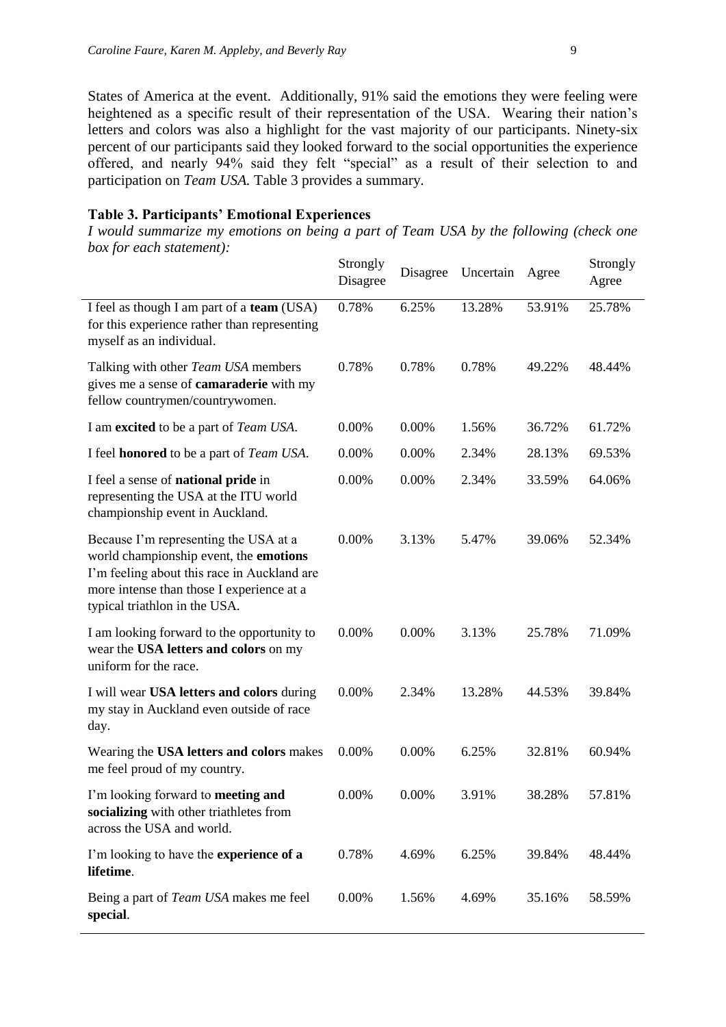States of America at the event. Additionally, 91% said the emotions they were feeling were heightened as a specific result of their representation of the USA. Wearing their nation's letters and colors was also a highlight for the vast majority of our participants. Ninety-six percent of our participants said they looked forward to the social opportunities the experience offered, and nearly 94% said they felt "special" as a result of their selection to and participation on *Team USA.* Table 3 provides a summary.

**Table 3. Participants' Emotional Experiences**

*I would summarize my emotions on being a part of Team USA by the following (check one box for each statement):*

| | Strongly Disagree | Disagree | Uncertain | Agree | Strongly Agree |
|---|---|---|---|---|---|
| I feel as though I am part of a **team** (USA) for this experience rather than representing myself as an individual. | 0.78% | 6.25% | 13.28% | 53.91% | 25.78% |
| Talking with other *Team USA* members gives me a sense of **camaraderie** with my fellow countrymen/countrywomen. | 0.78% | 0.78% | 0.78% | 49.22% | 48.44% |
| I am **excited** to be a part of *Team USA*. | 0.00% | 0.00% | 1.56% | 36.72% | 61.72% |
| I feel **honored** to be a part of *Team USA*. | 0.00% | 0.00% | 2.34% | 28.13% | 69.53% |
| I feel a sense of **national pride** in representing the USA at the ITU world championship event in Auckland. | 0.00% | 0.00% | 2.34% | 33.59% | 64.06% |
| Because I'm representing the USA at a world championship event, the **emotions** I'm feeling about this race in Auckland are more intense than those I experience at a typical triathlon in the USA. | 0.00% | 3.13% | 5.47% | 39.06% | 52.34% |
| I am looking forward to the opportunity to wear the **USA letters and colors** on my uniform for the race. | 0.00% | 0.00% | 3.13% | 25.78% | 71.09% |
| I will wear **USA letters and colors** during my stay in Auckland even outside of race day. | 0.00% | 2.34% | 13.28% | 44.53% | 39.84% |
| Wearing the **USA letters and colors** makes me feel proud of my country. | 0.00% | 0.00% | 6.25% | 32.81% | 60.94% |
| I'm looking forward to **meeting and socializing** with other triathletes from across the USA and world. | 0.00% | 0.00% | 3.91% | 38.28% | 57.81% |
| I'm looking to have the **experience of a lifetime**. | 0.78% | 4.69% | 6.25% | 39.84% | 48.44% |
| Being a part of *Team USA* makes me feel **special**. | 0.00% | 1.56% | 4.69% | 35.16% | 58.59% |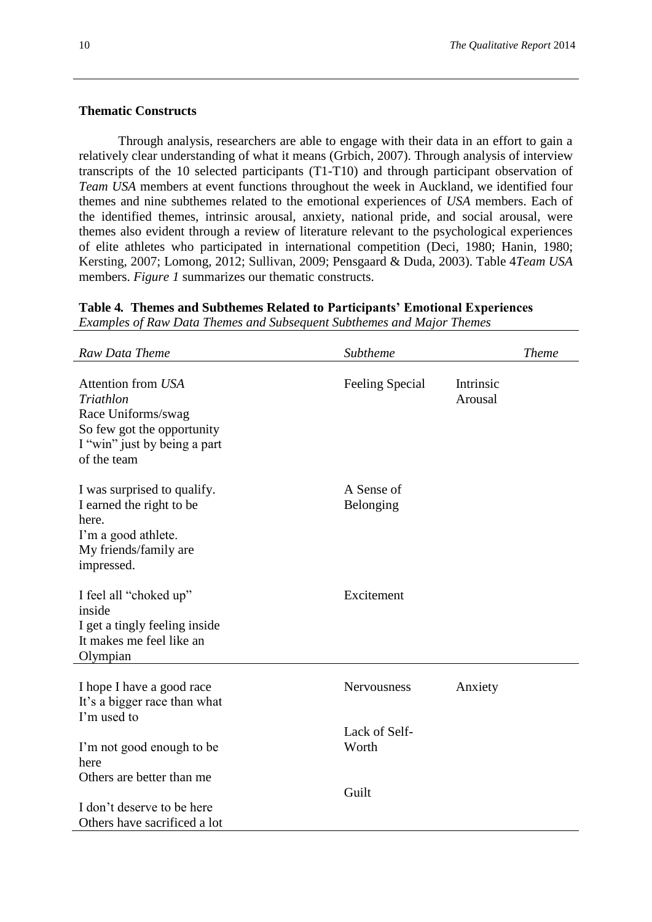### Thematic Constructs

Through analysis, researchers are able to engage with their data in an effort to gain a relatively clear understanding of what it means (Grbich, 2007). Through analysis of interview transcripts of the 10 selected participants (T1-T10) and through participant observation of *Team USA* members at event functions throughout the week in Auckland, we identified four themes and nine subthemes related to the emotional experiences of *USA* members. Each of the identified themes, intrinsic arousal, anxiety, national pride, and social arousal, were themes also evident through a review of literature relevant to the psychological experiences of elite athletes who participated in international competition (Deci, 1980; Hanin, 1980; Kersting, 2007; Lomong, 2012; Sullivan, 2009; Pensgaard & Duda, 2003). Table 4*Team USA* members. *Figure 1* summarizes our thematic constructs.

**Table 4. Themes and Subthemes Related to Participants' Emotional Experiences**
*Examples of Raw Data Themes and Subsequent Subthemes and Major Themes*

| *Raw Data Theme* | *Subtheme* | *Theme* |
|---|---|---|
| Attention from *USA Triathlon*<br>Race Uniforms/swag<br>So few got the opportunity<br>I "win" just by being a part of the team | Feeling Special | Intrinsic Arousal |
| I was surprised to qualify.<br>I earned the right to be here.<br>I'm a good athlete.<br>My friends/family are impressed. | A Sense of Belonging | |
| I feel all "choked up" inside<br>I get a tingly feeling inside<br>It makes me feel like an Olympian | Excitement | |
| I hope I have a good race<br>It's a bigger race than what I'm used to | Nervousness | Anxiety |
| I'm not good enough to be here<br>Others are better than me | Lack of Self-Worth | |
| I don't deserve to be here<br>Others have sacrificed a lot | Guilt | |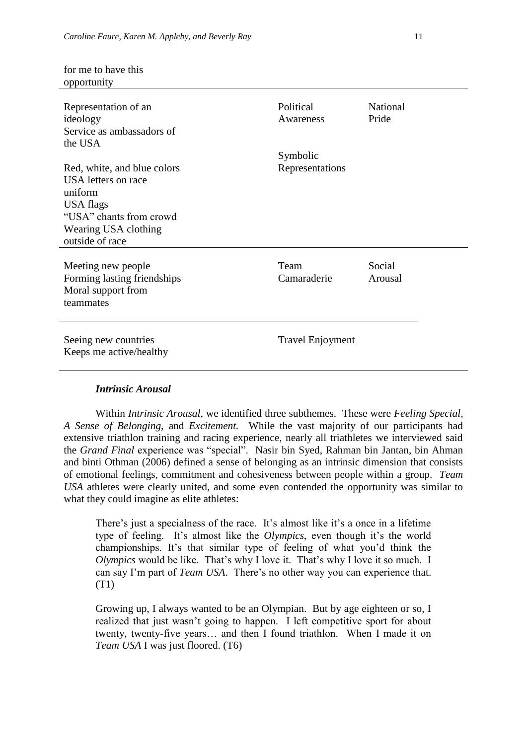| | | |
|---|---|---|
| for me to have this opportunity | | |
| Representation of an ideology<br>Service as ambassadors of the USA | Political Awareness | National Pride |
| Red, white, and blue colors<br>USA letters on race uniform<br>USA flags<br>"USA" chants from crowd<br>Wearing USA clothing outside of race | Symbolic Representations | |
| Meeting new people<br>Forming lasting friendships<br>Moral support from teammates | Team Camaraderie | Social Arousal |
| Seeing new countries<br>Keeps me active/healthy | Travel Enjoyment | |

### *Intrinsic Arousal*

Within *Intrinsic Arousal*, we identified three subthemes. These were *Feeling Special*, *A Sense of Belonging*, and *Excitement.* While the vast majority of our participants had extensive triathlon training and racing experience, nearly all triathletes we interviewed said the *Grand Final* experience was "special". Nasir bin Syed, Rahman bin Jantan, bin Ahman and binti Othman (2006) defined a sense of belonging as an intrinsic dimension that consists of emotional feelings, commitment and cohesiveness between people within a group. *Team USA* athletes were clearly united, and some even contended the opportunity was similar to what they could imagine as elite athletes:

> There's just a specialness of the race. It's almost like it's a once in a lifetime type of feeling. It's almost like the *Olympics*, even though it's the world championships. It's that similar type of feeling of what you'd think the *Olympics* would be like. That's why I love it. That's why I love it so much. I can say I'm part of *Team USA*. There's no other way you can experience that. (T1)

> Growing up, I always wanted to be an Olympian. But by age eighteen or so, I realized that just wasn't going to happen. I left competitive sport for about twenty, twenty-five years… and then I found triathlon. When I made it on *Team USA* I was just floored. (T6)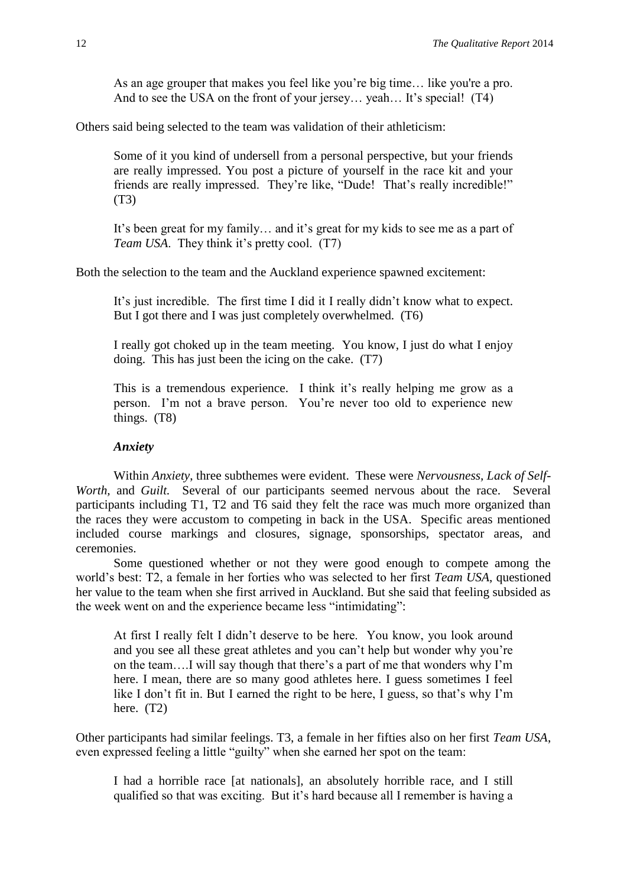> As an age grouper that makes you feel like you're big time… like you're a pro. And to see the USA on the front of your jersey… yeah… It's special! (T4)

Others said being selected to the team was validation of their athleticism:

> Some of it you kind of undersell from a personal perspective, but your friends are really impressed. You post a picture of yourself in the race kit and your friends are really impressed. They're like, "Dude! That's really incredible!" (T3)

> It's been great for my family… and it's great for my kids to see me as a part of *Team USA*. They think it's pretty cool. (T7)

Both the selection to the team and the Auckland experience spawned excitement:

> It's just incredible. The first time I did it I really didn't know what to expect. But I got there and I was just completely overwhelmed. (T6)

> I really got choked up in the team meeting. You know, I just do what I enjoy doing. This has just been the icing on the cake. (T7)

> This is a tremendous experience. I think it's really helping me grow as a person. I'm not a brave person. You're never too old to experience new things. (T8)

### *Anxiety*

Within *Anxiety*, three subthemes were evident. These were *Nervousness*, *Lack of Self-Worth,* and *Guilt.* Several of our participants seemed nervous about the race. Several participants including T1, T2 and T6 said they felt the race was much more organized than the races they were accustom to competing in back in the USA. Specific areas mentioned included course markings and closures, signage, sponsorships, spectator areas, and ceremonies.

Some questioned whether or not they were good enough to compete among the world's best: T2, a female in her forties who was selected to her first *Team USA*, questioned her value to the team when she first arrived in Auckland. But she said that feeling subsided as the week went on and the experience became less "intimidating":

> At first I really felt I didn't deserve to be here. You know, you look around and you see all these great athletes and you can't help but wonder why you're on the team….I will say though that there's a part of me that wonders why I'm here. I mean, there are so many good athletes here. I guess sometimes I feel like I don't fit in. But I earned the right to be here, I guess, so that's why I'm here. (T2)

Other participants had similar feelings. T3, a female in her fifties also on her first *Team USA*, even expressed feeling a little "guilty" when she earned her spot on the team:

> I had a horrible race [at nationals], an absolutely horrible race, and I still qualified so that was exciting. But it's hard because all I remember is having a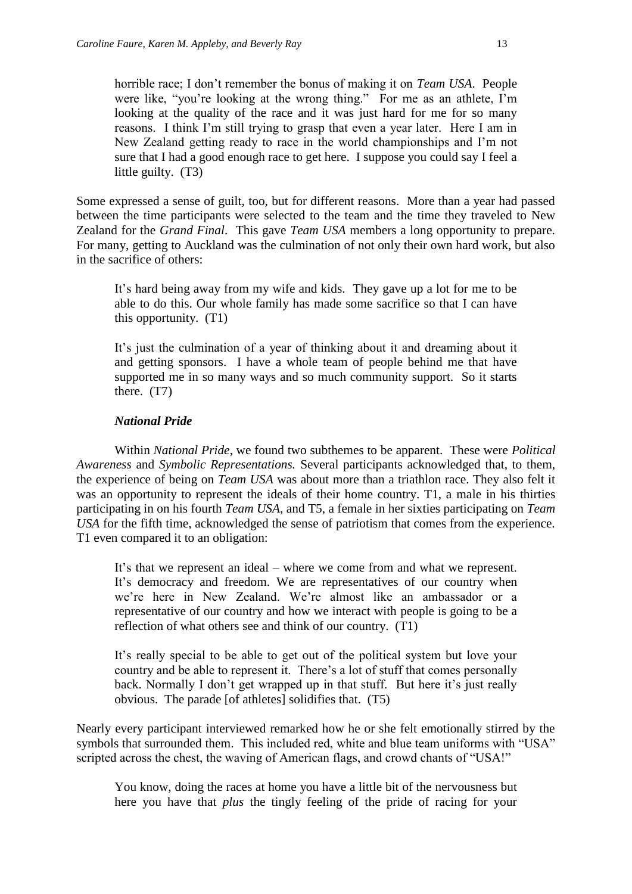> horrible race; I don't remember the bonus of making it on *Team USA*. People were like, "you're looking at the wrong thing." For me as an athlete, I'm looking at the quality of the race and it was just hard for me for so many reasons. I think I'm still trying to grasp that even a year later. Here I am in New Zealand getting ready to race in the world championships and I'm not sure that I had a good enough race to get here. I suppose you could say I feel a little guilty. (T3)

Some expressed a sense of guilt, too, but for different reasons. More than a year had passed between the time participants were selected to the team and the time they traveled to New Zealand for the *Grand Final*. This gave *Team USA* members a long opportunity to prepare. For many, getting to Auckland was the culmination of not only their own hard work, but also in the sacrifice of others:

> It's hard being away from my wife and kids. They gave up a lot for me to be able to do this. Our whole family has made some sacrifice so that I can have this opportunity. (T1)

> It's just the culmination of a year of thinking about it and dreaming about it and getting sponsors. I have a whole team of people behind me that have supported me in so many ways and so much community support. So it starts there. (T7)

### *National Pride*

Within *National Pride*, we found two subthemes to be apparent. These were *Political Awareness* and *Symbolic Representations.* Several participants acknowledged that, to them, the experience of being on *Team USA* was about more than a triathlon race. They also felt it was an opportunity to represent the ideals of their home country. T1, a male in his thirties participating in on his fourth *Team USA*, and T5, a female in her sixties participating on *Team USA* for the fifth time, acknowledged the sense of patriotism that comes from the experience. T1 even compared it to an obligation:

> It's that we represent an ideal – where we come from and what we represent. It's democracy and freedom. We are representatives of our country when we're here in New Zealand. We're almost like an ambassador or a representative of our country and how we interact with people is going to be a reflection of what others see and think of our country. (T1)

> It's really special to be able to get out of the political system but love your country and be able to represent it. There's a lot of stuff that comes personally back. Normally I don't get wrapped up in that stuff. But here it's just really obvious. The parade [of athletes] solidifies that. (T5)

Nearly every participant interviewed remarked how he or she felt emotionally stirred by the symbols that surrounded them. This included red, white and blue team uniforms with "USA" scripted across the chest, the waving of American flags, and crowd chants of "USA!"

> You know, doing the races at home you have a little bit of the nervousness but here you have that *plus* the tingly feeling of the pride of racing for your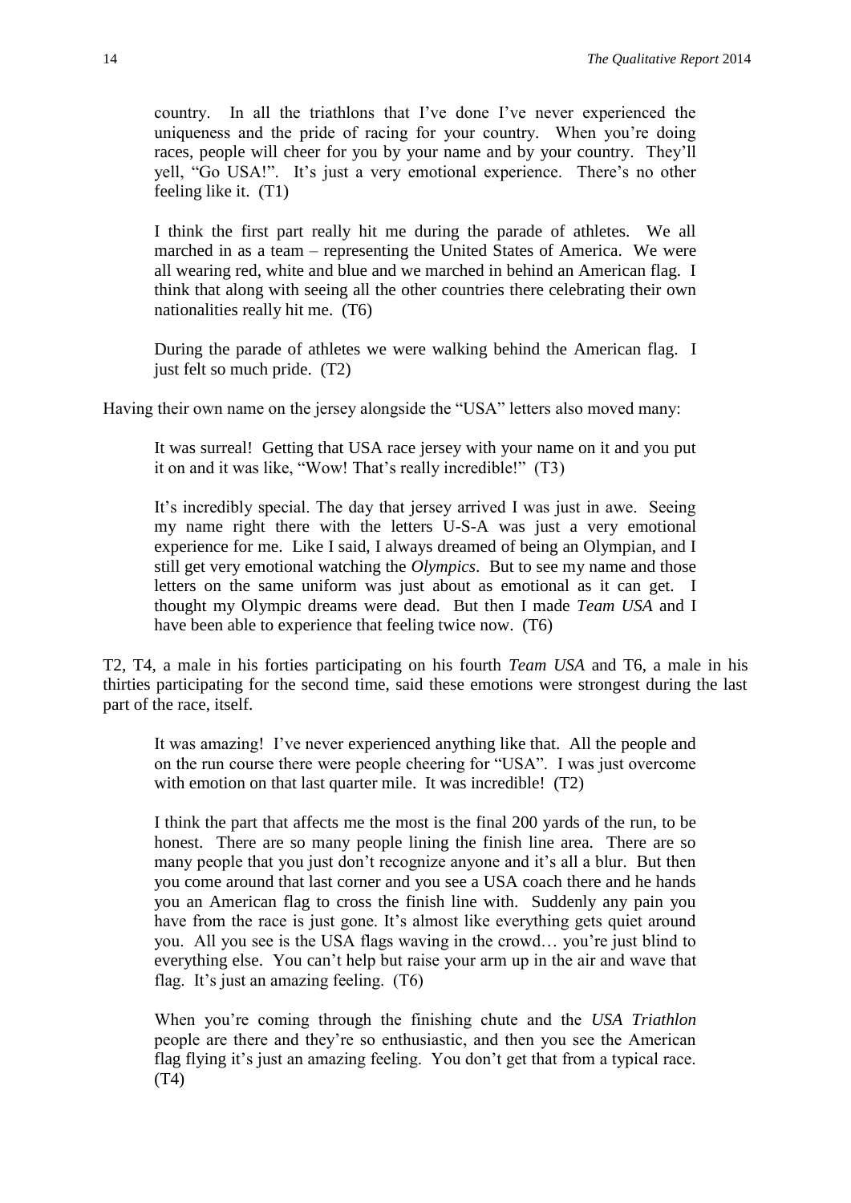> country. In all the triathlons that I've done I've never experienced the uniqueness and the pride of racing for your country. When you're doing races, people will cheer for you by your name and by your country. They'll yell, "Go USA!". It's just a very emotional experience. There's no other feeling like it. (T1)

> I think the first part really hit me during the parade of athletes. We all marched in as a team – representing the United States of America. We were all wearing red, white and blue and we marched in behind an American flag. I think that along with seeing all the other countries there celebrating their own nationalities really hit me. (T6)

> During the parade of athletes we were walking behind the American flag. I just felt so much pride. (T2)

Having their own name on the jersey alongside the "USA" letters also moved many:

> It was surreal! Getting that USA race jersey with your name on it and you put it on and it was like, "Wow! That's really incredible!" (T3)

> It's incredibly special. The day that jersey arrived I was just in awe. Seeing my name right there with the letters U-S-A was just a very emotional experience for me. Like I said, I always dreamed of being an Olympian, and I still get very emotional watching the *Olympics*. But to see my name and those letters on the same uniform was just about as emotional as it can get. I thought my Olympic dreams were dead. But then I made *Team USA* and I have been able to experience that feeling twice now. (T6)

T2, T4, a male in his forties participating on his fourth *Team USA* and T6, a male in his thirties participating for the second time, said these emotions were strongest during the last part of the race, itself.

> It was amazing! I've never experienced anything like that. All the people and on the run course there were people cheering for "USA". I was just overcome with emotion on that last quarter mile. It was incredible! (T2)

> I think the part that affects me the most is the final 200 yards of the run, to be honest. There are so many people lining the finish line area. There are so many people that you just don't recognize anyone and it's all a blur. But then you come around that last corner and you see a USA coach there and he hands you an American flag to cross the finish line with. Suddenly any pain you have from the race is just gone. It's almost like everything gets quiet around you. All you see is the USA flags waving in the crowd… you're just blind to everything else. You can't help but raise your arm up in the air and wave that flag. It's just an amazing feeling. (T6)

> When you're coming through the finishing chute and the *USA Triathlon* people are there and they're so enthusiastic, and then you see the American flag flying it's just an amazing feeling. You don't get that from a typical race. (T4)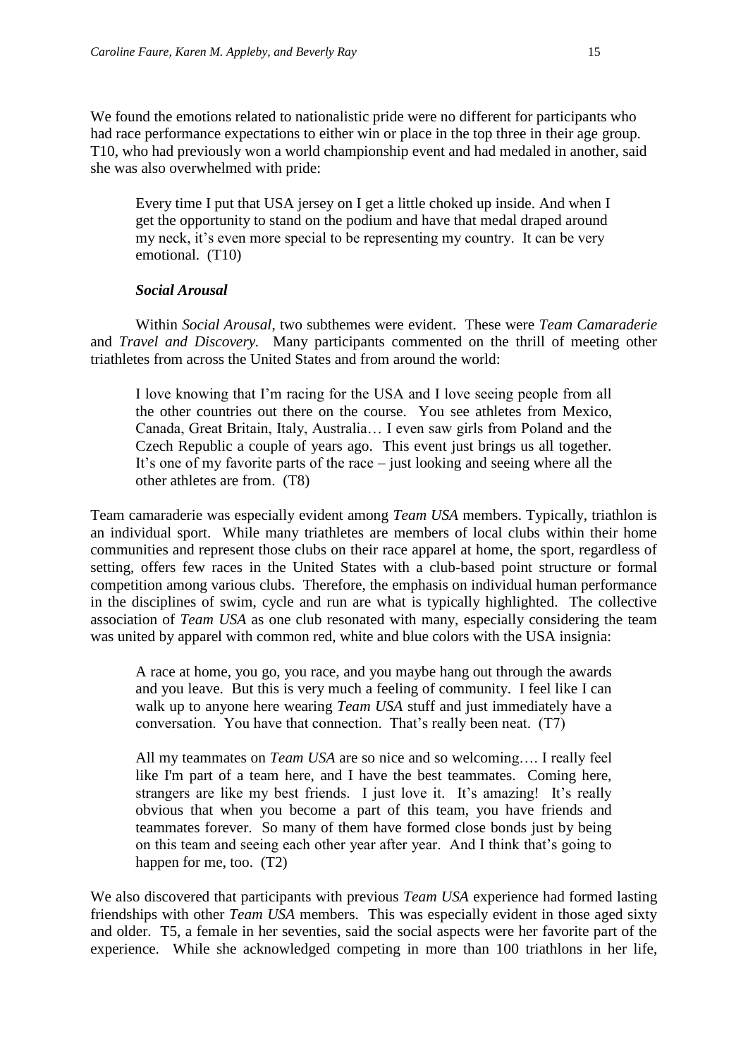We found the emotions related to nationalistic pride were no different for participants who had race performance expectations to either win or place in the top three in their age group. T10, who had previously won a world championship event and had medaled in another, said she was also overwhelmed with pride:

> Every time I put that USA jersey on I get a little choked up inside. And when I get the opportunity to stand on the podium and have that medal draped around my neck, it's even more special to be representing my country. It can be very emotional. (T10)

### *Social Arousal*

Within *Social Arousal*, two subthemes were evident. These were *Team Camaraderie* and *Travel and Discovery.* Many participants commented on the thrill of meeting other triathletes from across the United States and from around the world:

> I love knowing that I'm racing for the USA and I love seeing people from all the other countries out there on the course. You see athletes from Mexico, Canada, Great Britain, Italy, Australia… I even saw girls from Poland and the Czech Republic a couple of years ago. This event just brings us all together. It's one of my favorite parts of the race – just looking and seeing where all the other athletes are from. (T8)

Team camaraderie was especially evident among *Team USA* members. Typically, triathlon is an individual sport. While many triathletes are members of local clubs within their home communities and represent those clubs on their race apparel at home, the sport, regardless of setting, offers few races in the United States with a club-based point structure or formal competition among various clubs. Therefore, the emphasis on individual human performance in the disciplines of swim, cycle and run are what is typically highlighted. The collective association of *Team USA* as one club resonated with many, especially considering the team was united by apparel with common red, white and blue colors with the USA insignia:

> A race at home, you go, you race, and you maybe hang out through the awards and you leave. But this is very much a feeling of community. I feel like I can walk up to anyone here wearing *Team USA* stuff and just immediately have a conversation. You have that connection. That's really been neat. (T7)

> All my teammates on *Team USA* are so nice and so welcoming…. I really feel like I'm part of a team here, and I have the best teammates. Coming here, strangers are like my best friends. I just love it. It's amazing! It's really obvious that when you become a part of this team, you have friends and teammates forever. So many of them have formed close bonds just by being on this team and seeing each other year after year. And I think that's going to happen for me, too. (T2)

We also discovered that participants with previous *Team USA* experience had formed lasting friendships with other *Team USA* members. This was especially evident in those aged sixty and older. T5, a female in her seventies, said the social aspects were her favorite part of the experience. While she acknowledged competing in more than 100 triathlons in her life,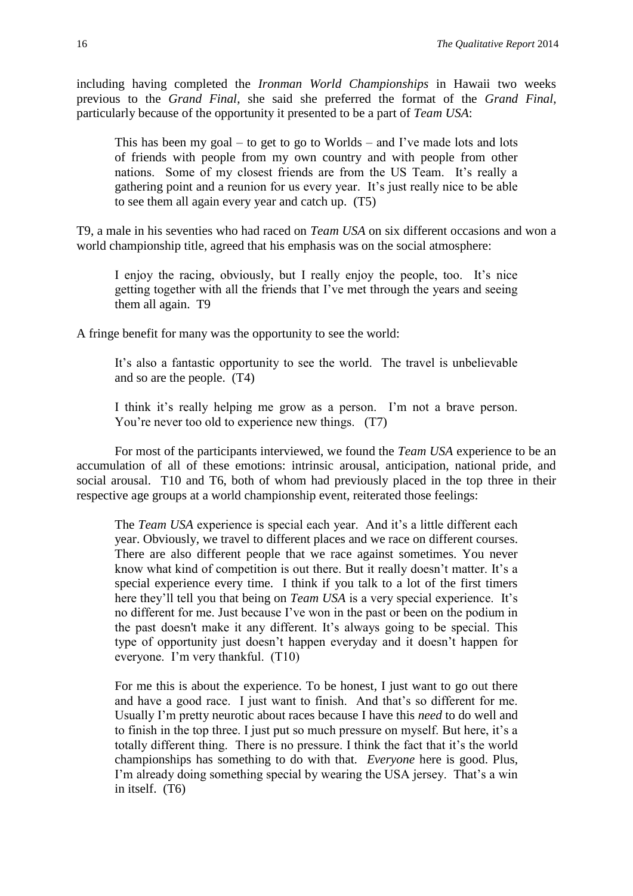including having completed the *Ironman World Championships* in Hawaii two weeks previous to the *Grand Final*, she said she preferred the format of the *Grand Final*, particularly because of the opportunity it presented to be a part of *Team USA*:

> This has been my goal – to get to go to Worlds – and I've made lots and lots of friends with people from my own country and with people from other nations. Some of my closest friends are from the US Team. It's really a gathering point and a reunion for us every year. It's just really nice to be able to see them all again every year and catch up. (T5)

T9, a male in his seventies who had raced on *Team USA* on six different occasions and won a world championship title, agreed that his emphasis was on the social atmosphere:

> I enjoy the racing, obviously, but I really enjoy the people, too. It's nice getting together with all the friends that I've met through the years and seeing them all again. T9

A fringe benefit for many was the opportunity to see the world:

> It's also a fantastic opportunity to see the world. The travel is unbelievable and so are the people. (T4)

> I think it's really helping me grow as a person. I'm not a brave person. You're never too old to experience new things. (T7)

For most of the participants interviewed, we found the *Team USA* experience to be an accumulation of all of these emotions: intrinsic arousal, anticipation, national pride, and social arousal. T10 and T6, both of whom had previously placed in the top three in their respective age groups at a world championship event, reiterated those feelings:

> The *Team USA* experience is special each year. And it's a little different each year. Obviously, we travel to different places and we race on different courses. There are also different people that we race against sometimes. You never know what kind of competition is out there. But it really doesn't matter. It's a special experience every time. I think if you talk to a lot of the first timers here they'll tell you that being on *Team USA* is a very special experience. It's no different for me. Just because I've won in the past or been on the podium in the past doesn't make it any different. It's always going to be special. This type of opportunity just doesn't happen everyday and it doesn't happen for everyone. I'm very thankful. (T10)

> For me this is about the experience. To be honest, I just want to go out there and have a good race. I just want to finish. And that's so different for me. Usually I'm pretty neurotic about races because I have this *need* to do well and to finish in the top three. I just put so much pressure on myself. But here, it's a totally different thing. There is no pressure. I think the fact that it's the world championships has something to do with that. *Everyone* here is good. Plus, I'm already doing something special by wearing the USA jersey. That's a win in itself. (T6)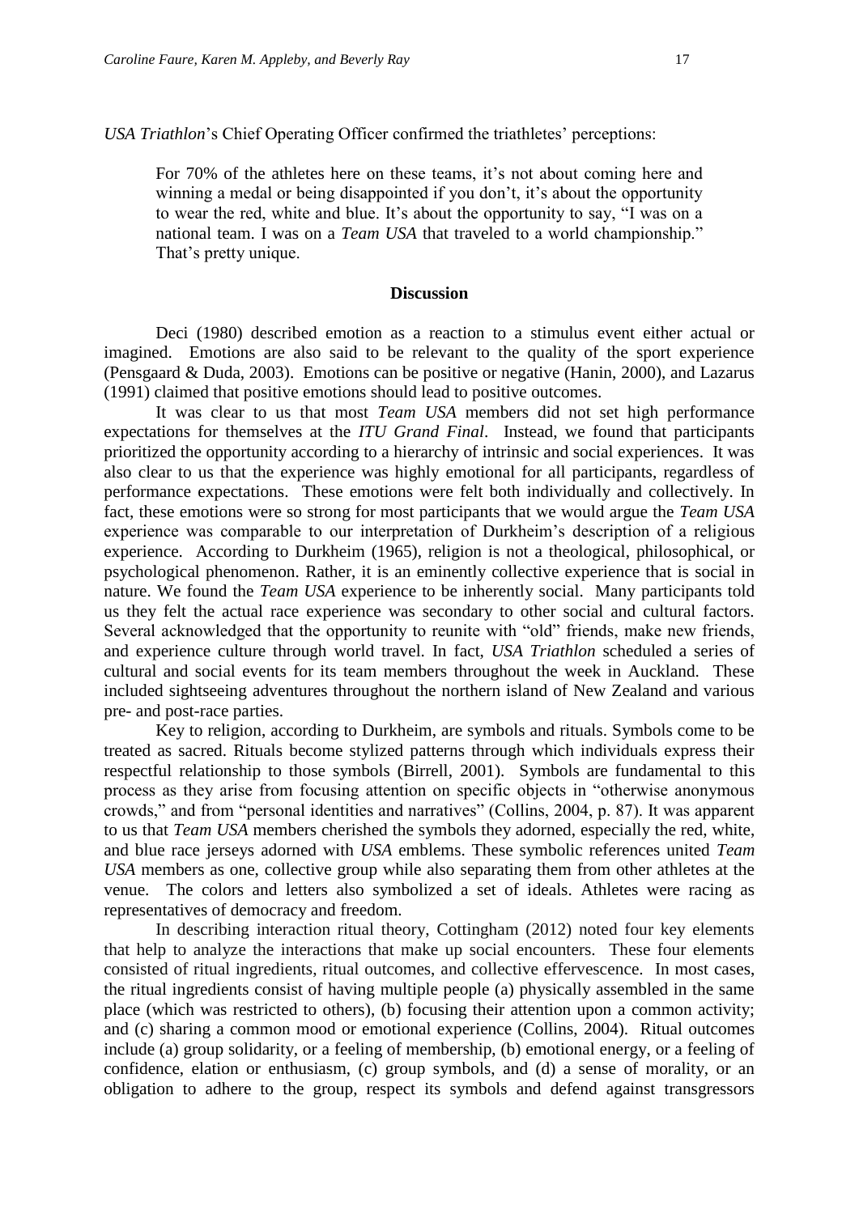*USA Triathlon*'s Chief Operating Officer confirmed the triathletes' perceptions:

> For 70% of the athletes here on these teams, it's not about coming here and winning a medal or being disappointed if you don't, it's about the opportunity to wear the red, white and blue. It's about the opportunity to say, "I was on a national team. I was on a *Team USA* that traveled to a world championship." That's pretty unique.

## Discussion

Deci (1980) described emotion as a reaction to a stimulus event either actual or imagined. Emotions are also said to be relevant to the quality of the sport experience (Pensgaard & Duda, 2003). Emotions can be positive or negative (Hanin, 2000), and Lazarus (1991) claimed that positive emotions should lead to positive outcomes.

It was clear to us that most *Team USA* members did not set high performance expectations for themselves at the *ITU Grand Final*. Instead, we found that participants prioritized the opportunity according to a hierarchy of intrinsic and social experiences. It was also clear to us that the experience was highly emotional for all participants, regardless of performance expectations. These emotions were felt both individually and collectively. In fact, these emotions were so strong for most participants that we would argue the *Team USA* experience was comparable to our interpretation of Durkheim's description of a religious experience. According to Durkheim (1965), religion is not a theological, philosophical, or psychological phenomenon. Rather, it is an eminently collective experience that is social in nature. We found the *Team USA* experience to be inherently social. Many participants told us they felt the actual race experience was secondary to other social and cultural factors. Several acknowledged that the opportunity to reunite with "old" friends, make new friends, and experience culture through world travel. In fact, *USA Triathlon* scheduled a series of cultural and social events for its team members throughout the week in Auckland. These included sightseeing adventures throughout the northern island of New Zealand and various pre- and post-race parties.

Key to religion, according to Durkheim, are symbols and rituals. Symbols come to be treated as sacred. Rituals become stylized patterns through which individuals express their respectful relationship to those symbols (Birrell, 2001). Symbols are fundamental to this process as they arise from focusing attention on specific objects in "otherwise anonymous crowds," and from "personal identities and narratives" (Collins, 2004, p. 87). It was apparent to us that *Team USA* members cherished the symbols they adorned, especially the red, white, and blue race jerseys adorned with *USA* emblems. These symbolic references united *Team USA* members as one, collective group while also separating them from other athletes at the venue. The colors and letters also symbolized a set of ideals. Athletes were racing as representatives of democracy and freedom.

In describing interaction ritual theory, Cottingham (2012) noted four key elements that help to analyze the interactions that make up social encounters. These four elements consisted of ritual ingredients, ritual outcomes, and collective effervescence. In most cases, the ritual ingredients consist of having multiple people (a) physically assembled in the same place (which was restricted to others), (b) focusing their attention upon a common activity; and (c) sharing a common mood or emotional experience (Collins, 2004). Ritual outcomes include (a) group solidarity, or a feeling of membership, (b) emotional energy, or a feeling of confidence, elation or enthusiasm, (c) group symbols, and (d) a sense of morality, or an obligation to adhere to the group, respect its symbols and defend against transgressors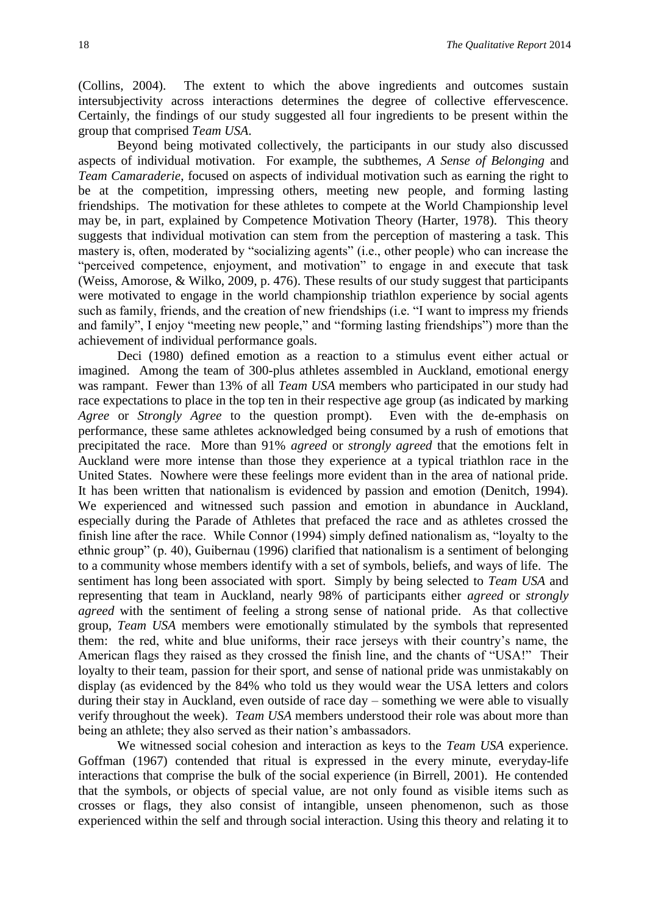(Collins, 2004). The extent to which the above ingredients and outcomes sustain intersubjectivity across interactions determines the degree of collective effervescence. Certainly, the findings of our study suggested all four ingredients to be present within the group that comprised *Team USA*.

Beyond being motivated collectively, the participants in our study also discussed aspects of individual motivation. For example, the subthemes, *A Sense of Belonging* and *Team Camaraderie*, focused on aspects of individual motivation such as earning the right to be at the competition, impressing others, meeting new people, and forming lasting friendships. The motivation for these athletes to compete at the World Championship level may be, in part, explained by Competence Motivation Theory (Harter, 1978). This theory suggests that individual motivation can stem from the perception of mastering a task. This mastery is, often, moderated by "socializing agents" (i.e., other people) who can increase the "perceived competence, enjoyment, and motivation" to engage in and execute that task (Weiss, Amorose, & Wilko, 2009, p. 476). These results of our study suggest that participants were motivated to engage in the world championship triathlon experience by social agents such as family, friends, and the creation of new friendships (i.e. "I want to impress my friends and family", I enjoy "meeting new people," and "forming lasting friendships") more than the achievement of individual performance goals.

Deci (1980) defined emotion as a reaction to a stimulus event either actual or imagined. Among the team of 300-plus athletes assembled in Auckland, emotional energy was rampant. Fewer than 13% of all *Team USA* members who participated in our study had race expectations to place in the top ten in their respective age group (as indicated by marking *Agree* or *Strongly Agree* to the question prompt). Even with the de-emphasis on performance, these same athletes acknowledged being consumed by a rush of emotions that precipitated the race. More than 91% *agreed* or *strongly agreed* that the emotions felt in Auckland were more intense than those they experience at a typical triathlon race in the United States. Nowhere were these feelings more evident than in the area of national pride. It has been written that nationalism is evidenced by passion and emotion (Denitch, 1994). We experienced and witnessed such passion and emotion in abundance in Auckland, especially during the Parade of Athletes that prefaced the race and as athletes crossed the finish line after the race. While Connor (1994) simply defined nationalism as, "loyalty to the ethnic group" (p. 40), Guibernau (1996) clarified that nationalism is a sentiment of belonging to a community whose members identify with a set of symbols, beliefs, and ways of life. The sentiment has long been associated with sport. Simply by being selected to *Team USA* and representing that team in Auckland, nearly 98% of participants either *agreed* or *strongly agreed* with the sentiment of feeling a strong sense of national pride. As that collective group, *Team USA* members were emotionally stimulated by the symbols that represented them: the red, white and blue uniforms, their race jerseys with their country's name, the American flags they raised as they crossed the finish line, and the chants of "USA!" Their loyalty to their team, passion for their sport, and sense of national pride was unmistakably on display (as evidenced by the 84% who told us they would wear the USA letters and colors during their stay in Auckland, even outside of race day – something we were able to visually verify throughout the week). *Team USA* members understood their role was about more than being an athlete; they also served as their nation's ambassadors.

We witnessed social cohesion and interaction as keys to the *Team USA* experience. Goffman (1967) contended that ritual is expressed in the every minute, everyday-life interactions that comprise the bulk of the social experience (in Birrell, 2001). He contended that the symbols, or objects of special value, are not only found as visible items such as crosses or flags, they also consist of intangible, unseen phenomenon, such as those experienced within the self and through social interaction. Using this theory and relating it to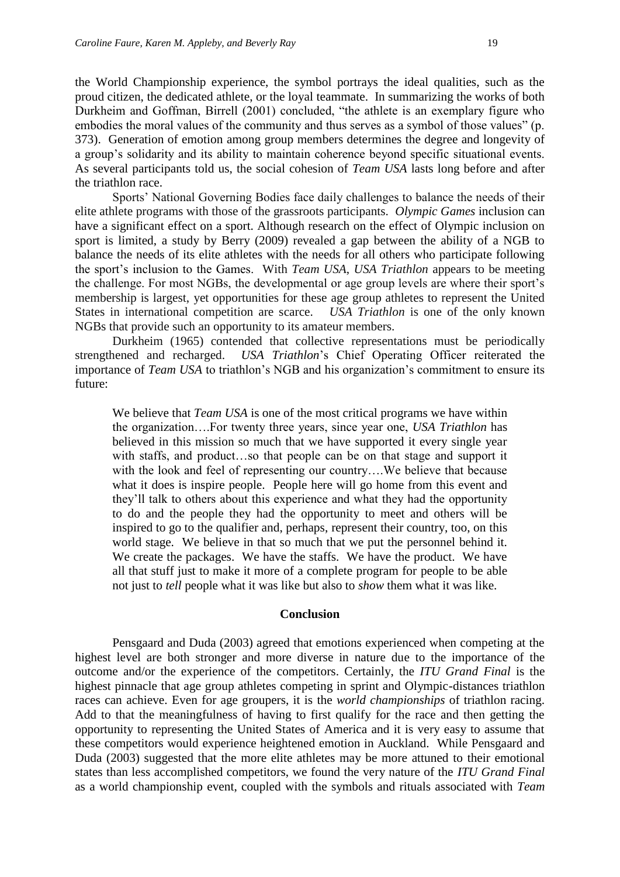the World Championship experience, the symbol portrays the ideal qualities, such as the proud citizen, the dedicated athlete, or the loyal teammate. In summarizing the works of both Durkheim and Goffman, Birrell (2001) concluded, "the athlete is an exemplary figure who embodies the moral values of the community and thus serves as a symbol of those values" (p. 373). Generation of emotion among group members determines the degree and longevity of a group's solidarity and its ability to maintain coherence beyond specific situational events. As several participants told us, the social cohesion of *Team USA* lasts long before and after the triathlon race.

Sports' National Governing Bodies face daily challenges to balance the needs of their elite athlete programs with those of the grassroots participants. *Olympic Games* inclusion can have a significant effect on a sport. Although research on the effect of Olympic inclusion on sport is limited, a study by Berry (2009) revealed a gap between the ability of a NGB to balance the needs of its elite athletes with the needs for all others who participate following the sport's inclusion to the Games. With *Team USA*, *USA Triathlon* appears to be meeting the challenge. For most NGBs, the developmental or age group levels are where their sport's membership is largest, yet opportunities for these age group athletes to represent the United States in international competition are scarce. *USA Triathlon* is one of the only known NGBs that provide such an opportunity to its amateur members.

Durkheim (1965) contended that collective representations must be periodically strengthened and recharged. *USA Triathlon*'s Chief Operating Officer reiterated the importance of *Team USA* to triathlon's NGB and his organization's commitment to ensure its future:

> We believe that *Team USA* is one of the most critical programs we have within the organization….For twenty three years, since year one, *USA Triathlon* has believed in this mission so much that we have supported it every single year with staffs, and product…so that people can be on that stage and support it with the look and feel of representing our country….We believe that because what it does is inspire people. People here will go home from this event and they'll talk to others about this experience and what they had the opportunity to do and the people they had the opportunity to meet and others will be inspired to go to the qualifier and, perhaps, represent their country, too, on this world stage. We believe in that so much that we put the personnel behind it. We create the packages. We have the staffs. We have the product. We have all that stuff just to make it more of a complete program for people to be able not just to *tell* people what it was like but also to *show* them what it was like.

## Conclusion

Pensgaard and Duda (2003) agreed that emotions experienced when competing at the highest level are both stronger and more diverse in nature due to the importance of the outcome and/or the experience of the competitors. Certainly, the *ITU Grand Final* is the highest pinnacle that age group athletes competing in sprint and Olympic-distances triathlon races can achieve. Even for age groupers, it is the *world championships* of triathlon racing. Add to that the meaningfulness of having to first qualify for the race and then getting the opportunity to representing the United States of America and it is very easy to assume that these competitors would experience heightened emotion in Auckland. While Pensgaard and Duda (2003) suggested that the more elite athletes may be more attuned to their emotional states than less accomplished competitors, we found the very nature of the *ITU Grand Final* as a world championship event, coupled with the symbols and rituals associated with *Team*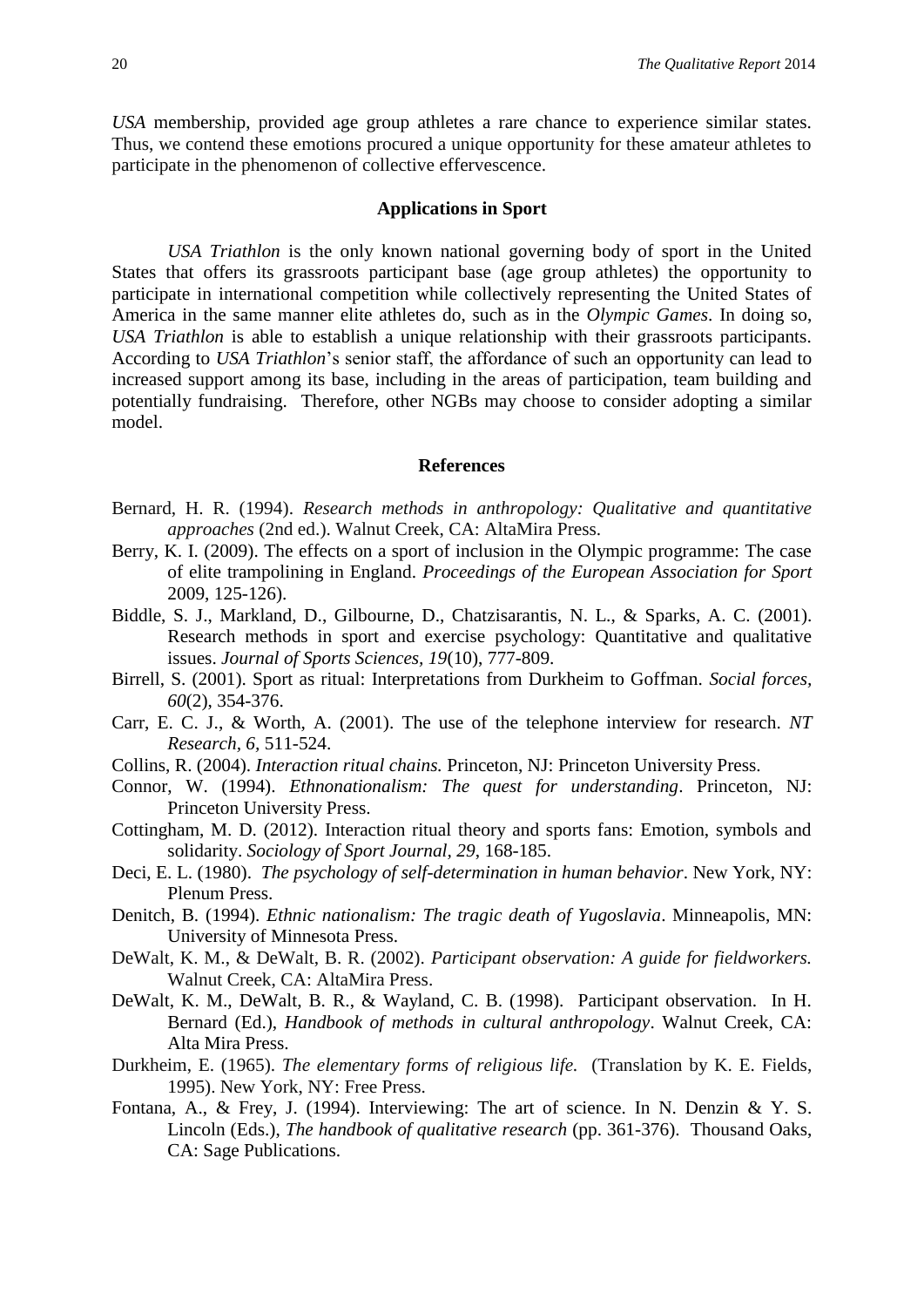*USA* membership, provided age group athletes a rare chance to experience similar states. Thus, we contend these emotions procured a unique opportunity for these amateur athletes to participate in the phenomenon of collective effervescence.

## Applications in Sport

*USA Triathlon* is the only known national governing body of sport in the United States that offers its grassroots participant base (age group athletes) the opportunity to participate in international competition while collectively representing the United States of America in the same manner elite athletes do, such as in the *Olympic Games*. In doing so, *USA Triathlon* is able to establish a unique relationship with their grassroots participants. According to *USA Triathlon*'s senior staff, the affordance of such an opportunity can lead to increased support among its base, including in the areas of participation, team building and potentially fundraising. Therefore, other NGBs may choose to consider adopting a similar model.

## References

Bernard, H. R. (1994). *Research methods in anthropology: Qualitative and quantitative approaches* (2nd ed.). Walnut Creek, CA: AltaMira Press.

Berry, K. I. (2009). The effects on a sport of inclusion in the Olympic programme: The case of elite trampolining in England. *Proceedings of the European Association for Sport* 2009, 125-126).

Biddle, S. J., Markland, D., Gilbourne, D., Chatzisarantis, N. L., & Sparks, A. C. (2001). Research methods in sport and exercise psychology: Quantitative and qualitative issues. *Journal of Sports Sciences, 19*(10), 777-809.

Birrell, S. (2001). Sport as ritual: Interpretations from Durkheim to Goffman. *Social forces, 60*(2), 354-376.

Carr, E. C. J., & Worth, A. (2001). The use of the telephone interview for research. *NT Research, 6,* 511-524.

Collins, R. (2004). *Interaction ritual chains.* Princeton, NJ: Princeton University Press.

Connor, W. (1994). *Ethnonationalism: The quest for understanding*. Princeton, NJ: Princeton University Press.

Cottingham, M. D. (2012). Interaction ritual theory and sports fans: Emotion, symbols and solidarity. *Sociology of Sport Journal, 29*, 168-185.

Deci, E. L. (1980). *The psychology of self-determination in human behavior*. New York, NY: Plenum Press.

Denitch, B. (1994). *Ethnic nationalism: The tragic death of Yugoslavia*. Minneapolis, MN: University of Minnesota Press.

DeWalt, K. M., & DeWalt, B. R. (2002). *Participant observation: A guide for fieldworkers.* Walnut Creek, CA: AltaMira Press.

DeWalt, K. M., DeWalt, B. R., & Wayland, C. B. (1998). Participant observation. In H. Bernard (Ed.), *Handbook of methods in cultural anthropology*. Walnut Creek, CA: Alta Mira Press.

Durkheim, E. (1965). *The elementary forms of religious life.* (Translation by K. E. Fields, 1995). New York, NY: Free Press.

Fontana, A., & Frey, J. (1994). Interviewing: The art of science. In N. Denzin & Y. S. Lincoln (Eds.), *The handbook of qualitative research* (pp. 361-376). Thousand Oaks, CA: Sage Publications.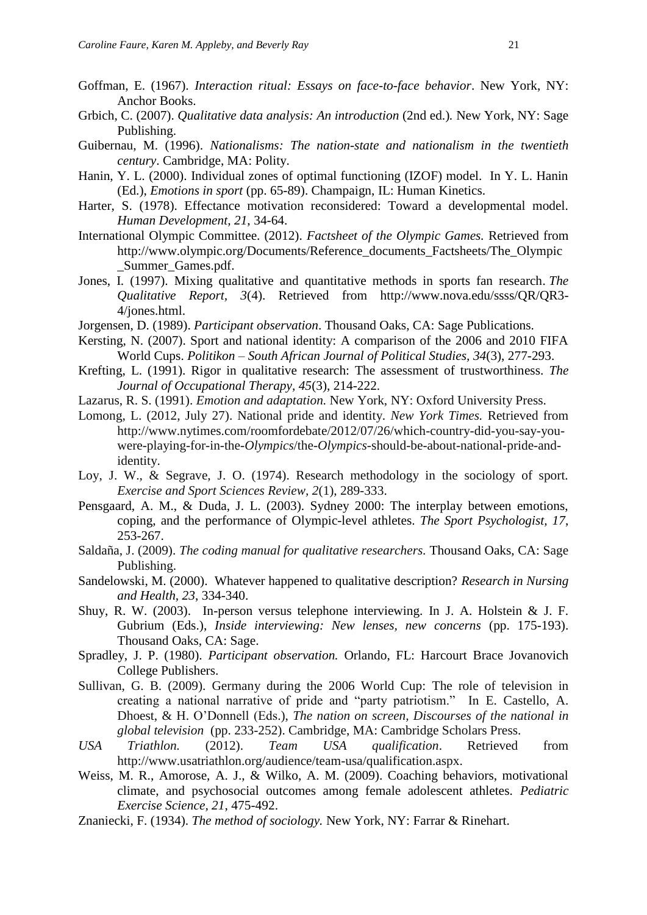Goffman, E. (1967). *Interaction ritual: Essays on face-to-face behavior*. New York, NY: Anchor Books.

Grbich, C. (2007). *Qualitative data analysis: An introduction* (2nd ed.). New York, NY: Sage Publishing.

Guibernau, M. (1996). *Nationalisms: The nation-state and nationalism in the twentieth century*. Cambridge, MA: Polity.

Hanin, Y. L. (2000). Individual zones of optimal functioning (IZOF) model. In Y. L. Hanin (Ed.), *Emotions in sport* (pp. 65-89). Champaign, IL: Human Kinetics.

Harter, S. (1978). Effectance motivation reconsidered: Toward a developmental model. *Human Development, 21*, 34-64.

International Olympic Committee. (2012). *Factsheet of the Olympic Games.* Retrieved from http://www.olympic.org/Documents/Reference_documents_Factsheets/The_Olympic_Summer_Games.pdf.

Jones, I. (1997). Mixing qualitative and quantitative methods in sports fan research. *The Qualitative Report, 3*(4). Retrieved from http://www.nova.edu/ssss/QR/QR3-4/jones.html.

Jorgensen, D. (1989). *Participant observation*. Thousand Oaks, CA: Sage Publications.

Kersting, N. (2007). Sport and national identity: A comparison of the 2006 and 2010 FIFA World Cups. *Politikon – South African Journal of Political Studies, 34*(3), 277-293.

Krefting, L. (1991). Rigor in qualitative research: The assessment of trustworthiness. *The Journal of Occupational Therapy, 45*(3), 214-222.

Lazarus, R. S. (1991). *Emotion and adaptation.* New York, NY: Oxford University Press.

Lomong, L. (2012, July 27). National pride and identity. *New York Times.* Retrieved from http://www.nytimes.com/roomfordebate/2012/07/26/which-country-did-you-say-you-were-playing-for-in-the-*Olympics*/the-*Olympics*-should-be-about-national-pride-and-identity.

Loy, J. W., & Segrave, J. O. (1974). Research methodology in the sociology of sport. *Exercise and Sport Sciences Review, 2*(1), 289-333.

Pensgaard, A. M., & Duda, J. L. (2003). Sydney 2000: The interplay between emotions, coping, and the performance of Olympic-level athletes. *The Sport Psychologist, 17*, 253-267.

Saldaña, J. (2009). *The coding manual for qualitative researchers.* Thousand Oaks, CA: Sage Publishing.

Sandelowski, M. (2000). Whatever happened to qualitative description? *Research in Nursing and Health, 23*, 334-340.

Shuy, R. W. (2003). In-person versus telephone interviewing. In J. A. Holstein & J. F. Gubrium (Eds.), *Inside interviewing: New lenses, new concerns* (pp. 175-193). Thousand Oaks, CA: Sage.

Spradley, J. P. (1980). *Participant observation.* Orlando, FL: Harcourt Brace Jovanovich College Publishers.

Sullivan, G. B. (2009). Germany during the 2006 World Cup: The role of television in creating a national narrative of pride and "party patriotism." In E. Castello, A. Dhoest, & H. O'Donnell (Eds.), *The nation on screen, Discourses of the national in global television* (pp. 233-252). Cambridge, MA: Cambridge Scholars Press.

*USA Triathlon.* (2012). *Team USA qualification*. Retrieved from http://www.usatriathlon.org/audience/team-usa/qualification.aspx.

Weiss, M. R., Amorose, A. J., & Wilko, A. M. (2009). Coaching behaviors, motivational climate, and psychosocial outcomes among female adolescent athletes. *Pediatric Exercise Science, 21*, 475-492.

Znaniecki, F. (1934). *The method of sociology.* New York, NY: Farrar & Rinehart.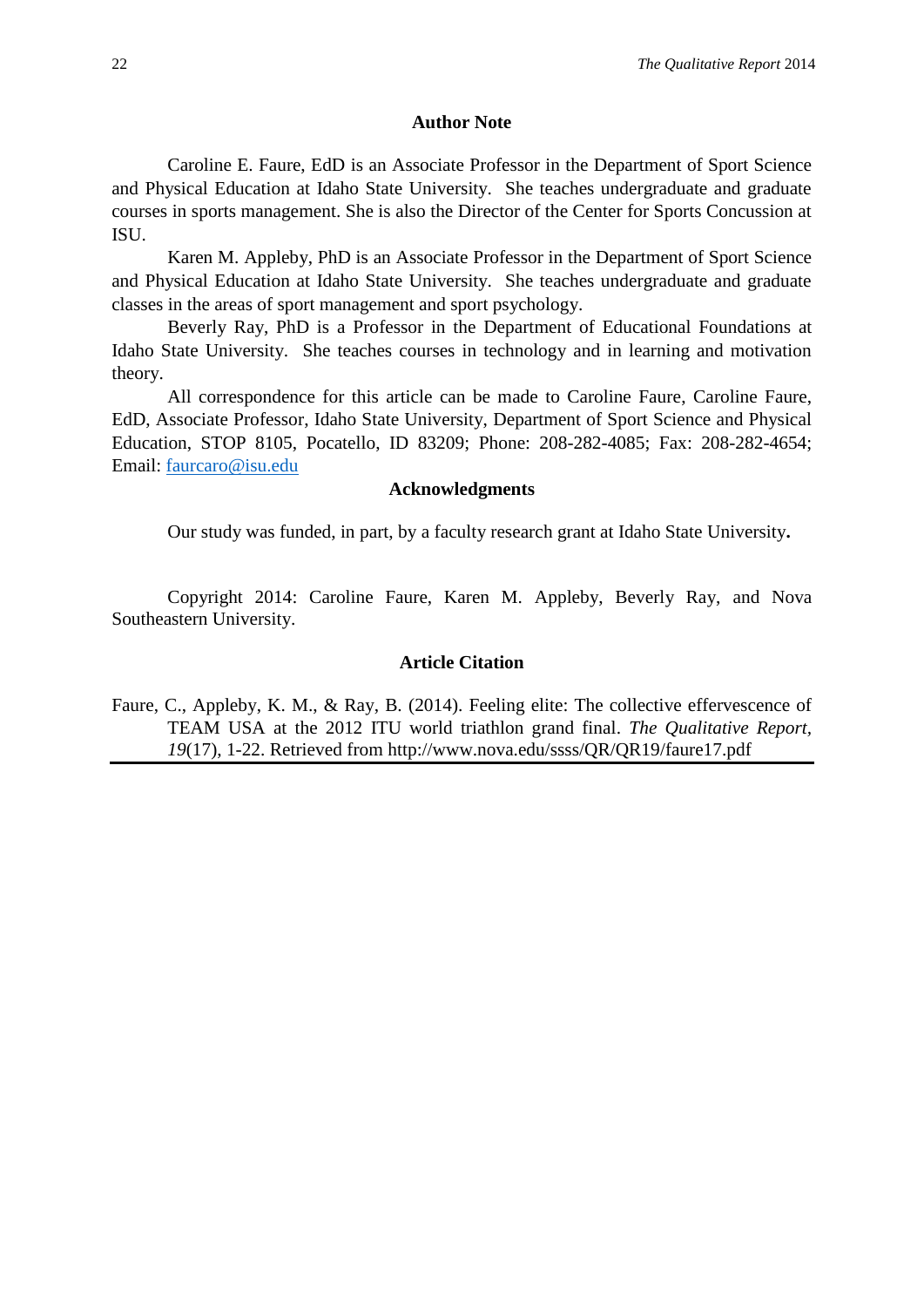## Author Note

Caroline E. Faure, EdD is an Associate Professor in the Department of Sport Science and Physical Education at Idaho State University. She teaches undergraduate and graduate courses in sports management. She is also the Director of the Center for Sports Concussion at ISU.

Karen M. Appleby, PhD is an Associate Professor in the Department of Sport Science and Physical Education at Idaho State University. She teaches undergraduate and graduate classes in the areas of sport management and sport psychology.

Beverly Ray, PhD is a Professor in the Department of Educational Foundations at Idaho State University. She teaches courses in technology and in learning and motivation theory.

All correspondence for this article can be made to Caroline Faure, Caroline Faure, EdD, Associate Professor, Idaho State University, Department of Sport Science and Physical Education, STOP 8105, Pocatello, ID 83209; Phone: 208-282-4085; Fax: 208-282-4654; Email: faurcaro@isu.edu

## Acknowledgments

Our study was funded, in part, by a faculty research grant at Idaho State University**.**

Copyright 2014: Caroline Faure, Karen M. Appleby, Beverly Ray, and Nova Southeastern University.

## Article Citation

Faure, C., Appleby, K. M., & Ray, B. (2014). Feeling elite: The collective effervescence of TEAM USA at the 2012 ITU world triathlon grand final. *The Qualitative Report, 19*(17), 1-22. Retrieved from http://www.nova.edu/ssss/QR/QR19/faure17.pdf